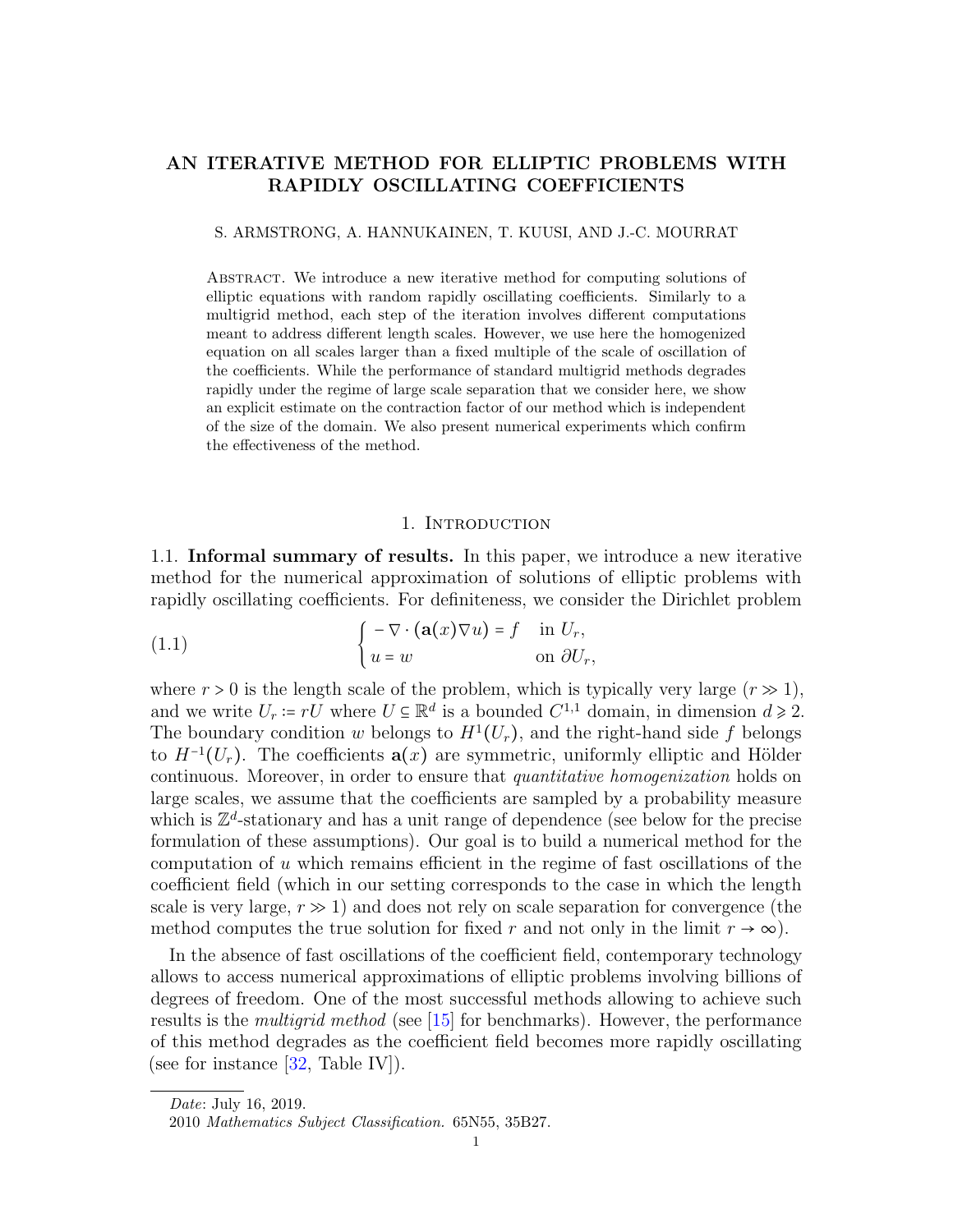# AN ITERATIVE METHOD FOR ELLIPTIC PROBLEMS WITH RAPIDLY OSCILLATING COEFFICIENTS

S. ARMSTRONG, A. HANNUKAINEN, T. KUUSI, AND J.-C. MOURRAT

Abstract. We introduce a new iterative method for computing solutions of elliptic equations with random rapidly oscillating coefficients. Similarly to a multigrid method, each step of the iteration involves different computations meant to address different length scales. However, we use here the homogenized equation on all scales larger than a fixed multiple of the scale of oscillation of the coefficients. While the performance of standard multigrid methods degrades rapidly under the regime of large scale separation that we consider here, we show an explicit estimate on the contraction factor of our method which is independent of the size of the domain. We also present numerical experiments which confirm the effectiveness of the method.

## 1. Introduction

**1.1. Informal summary of results.** In this paper, we introduce a new iterative method for the numerical approximation of solutions of elliptic problems with rapidly oscillating coefficients. For definiteness, we consider the Dirichlet problem

$$\begin{cases} -\nabla \cdot (\mathbf{a}(x)\nabla u) = f & \text{in } U_r, \\ u = w & \text{on } \partial U_r, \end{cases} \tag{1.1}$$

where $r > 0$ is the length scale of the problem, which is typically very large ($r \gg 1$), and we write $U_r := rU$ where $U \subseteq \mathbb{R}^d$ is a bounded $C^{1,1}$ domain, in dimension $d \geqslant 2$. The boundary condition $w$ belongs to $H^1(U_r)$, and the right-hand side $f$ belongs to $H^{-1}(U_r)$. The coefficients $\mathbf{a}(x)$ are symmetric, uniformly elliptic and Hölder continuous. Moreover, in order to ensure that *quantitative homogenization* holds on large scales, we assume that the coefficients are sampled by a probability measure which is $\mathbb{Z}^d$-stationary and has a unit range of dependence (see below for the precise formulation of these assumptions). Our goal is to build a numerical method for the computation of $u$ which remains efficient in the regime of fast oscillations of the coefficient field (which in our setting corresponds to the case in which the length scale is very large, $r \gg 1$) and does not rely on scale separation for convergence (the method computes the true solution for fixed $r$ and not only in the limit $r \to \infty$).

In the absence of fast oscillations of the coefficient field, contemporary technology allows to access numerical approximations of elliptic problems involving billions of degrees of freedom. One of the most successful methods allowing to achieve such results is the *multigrid method* (see [15] for benchmarks). However, the performance of this method degrades as the coefficient field becomes more rapidly oscillating (see for instance [32, Table IV]).

---

*Date*: July 16, 2019.

2010 *Mathematics Subject Classification.* 65N55, 35B27.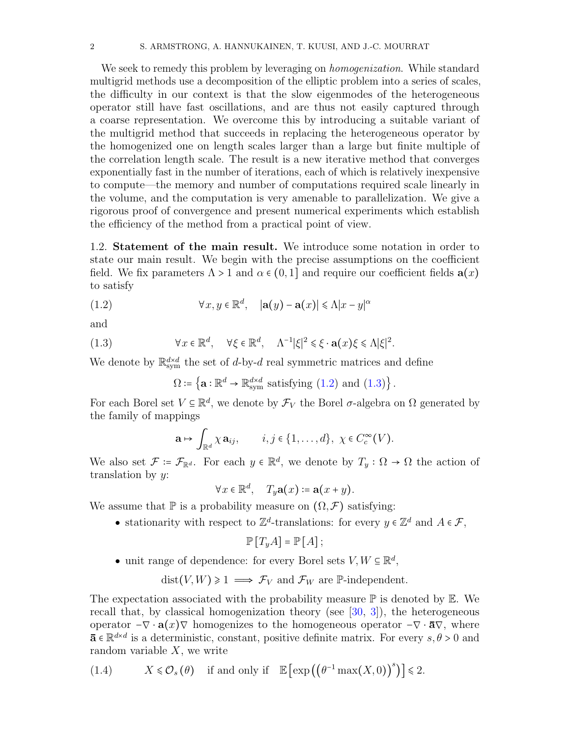We seek to remedy this problem by leveraging on *homogenization*. While standard multigrid methods use a decomposition of the elliptic problem into a series of scales, the difficulty in our context is that the slow eigenmodes of the heterogeneous operator still have fast oscillations, and are thus not easily captured through a coarse representation. We overcome this by introducing a suitable variant of the multigrid method that succeeds in replacing the heterogeneous operator by the homogenized one on length scales larger than a large but finite multiple of the correlation length scale. The result is a new iterative method that converges exponentially fast in the number of iterations, each of which is relatively inexpensive to compute—the memory and number of computations required scale linearly in the volume, and the computation is very amenable to parallelization. We give a rigorous proof of convergence and present numerical experiments which establish the efficiency of the method from a practical point of view.

1.2. **Statement of the main result.** We introduce some notation in order to state our main result. We begin with the precise assumptions on the coefficient field. We fix parameters $\Lambda > 1$ and $\alpha \in (0,1]$ and require our coefficient fields $\mathbf{a}(x)$ to satisfy

$$\forall x, y \in \mathbb{R}^d, \quad |\mathbf{a}(y) - \mathbf{a}(x)| \leqslant \Lambda |x-y|^\alpha \tag{1.2}$$

and

$$\forall x \in \mathbb{R}^d, \quad \forall \xi \in \mathbb{R}^d, \quad \Lambda^{-1}|\xi|^2 \leqslant \xi \cdot \mathbf{a}(x)\xi \leqslant \Lambda |\xi|^2. \tag{1.3}$$

We denote by $\mathbb{R}^{d\times d}_{\mathrm{sym}}$ the set of $d$-by-$d$ real symmetric matrices and define

$$\Omega := \left\{ \mathbf{a} : \mathbb{R}^d \to \mathbb{R}^{d\times d}_{\mathrm{sym}} \text{ satisfying (1.2) and (1.3)} \right\}.$$

For each Borel set $V \subseteq \mathbb{R}^d$, we denote by $\mathcal{F}_V$ the Borel $\sigma$-algebra on $\Omega$ generated by the family of mappings

$$\mathbf{a} \mapsto \int_{\mathbb{R}^d} \chi \, \mathbf{a}_{ij}, \qquad i,j \in \{1,\ldots,d\}, \ \chi \in C^\infty_c(V).$$

We also set $\mathcal{F} := \mathcal{F}_{\mathbb{R}^d}$. For each $y \in \mathbb{R}^d$, we denote by $T_y : \Omega \to \Omega$ the action of translation by $y$:

$$\forall x \in \mathbb{R}^d, \quad T_y \mathbf{a}(x) := \mathbf{a}(x+y).$$

We assume that $\mathbb{P}$ is a probability measure on $(\Omega, \mathcal{F})$ satisfying:

- stationarity with respect to $\mathbb{Z}^d$-translations: for every $y \in \mathbb{Z}^d$ and $A \in \mathcal{F}$,

$$\mathbb{P}[T_y A] = \mathbb{P}[A];$$

- unit range of dependence: for every Borel sets $V, W \subseteq \mathbb{R}^d$,

$$\mathrm{dist}(V,W) \geqslant 1 \implies \mathcal{F}_V \text{ and } \mathcal{F}_W \text{ are } \mathbb{P}\text{-independent.}$$

The expectation associated with the probability measure $\mathbb{P}$ is denoted by $\mathbb{E}$. We recall that, by classical homogenization theory (see [30, 3]), the heterogeneous operator $-\nabla \cdot \mathbf{a}(x) \nabla$ homogenizes to the homogeneous operator $-\nabla \cdot \bar{\mathbf{a}} \nabla$, where $\bar{\mathbf{a}} \in \mathbb{R}^{d\times d}$ is a deterministic, constant, positive definite matrix. For every $s, \theta > 0$ and random variable $X$, we write

$$X \leqslant \mathcal{O}_s(\theta) \quad \text{if and only if} \quad \mathbb{E}\left[\exp\left(\left(\theta^{-1}\max(X,0)\right)^s\right)\right] \leqslant 2. \tag{1.4}$$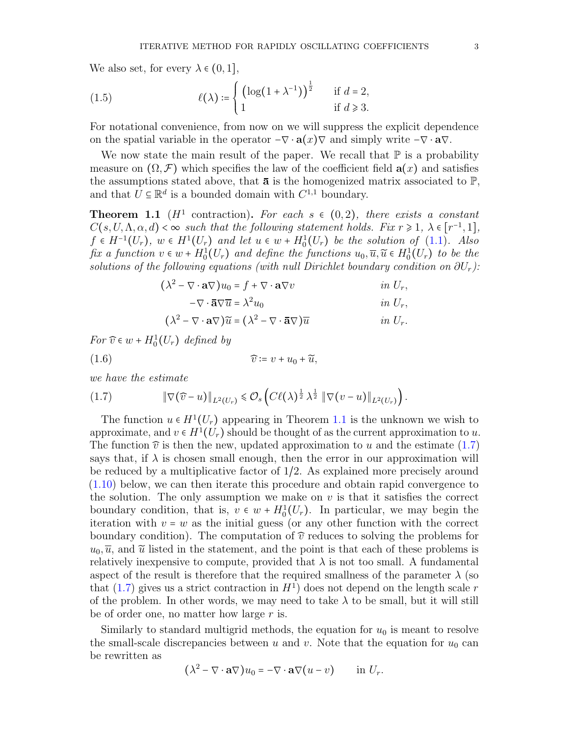We also set, for every $\lambda \in (0,1]$,

$$\ell(\lambda) := \begin{cases} \left(\log(1+\lambda^{-1})\right)^{\frac{1}{2}} & \text{if } d = 2, \\ 1 & \text{if } d \geqslant 3. \end{cases} \tag{1.5}$$

For notational convenience, from now on we will suppress the explicit dependence on the spatial variable in the operator $-\nabla \cdot \mathbf{a}(x) \nabla$ and simply write $-\nabla \cdot \mathbf{a} \nabla$.

We now state the main result of the paper. We recall that $\mathbb{P}$ is a probability measure on $(\Omega, \mathcal{F})$ which specifies the law of the coefficient field $\mathbf{a}(x)$ and satisfies the assumptions stated above, that $\bar{\mathbf{a}}$ is the homogenized matrix associated to $\mathbb{P}$, and that $U \subseteq \mathbb{R}^d$ is a bounded domain with $C^{1,1}$ boundary.

**Theorem 1.1** ($H^1$ contraction)**.** *For each $s \in (0,2)$, there exists a constant $C(s, U, \Lambda, \alpha, d) < \infty$ such that the following statement holds. Fix $r \geqslant 1$, $\lambda \in [r^{-1}, 1]$, $f \in H^{-1}(U_r)$, $w \in H^1(U_r)$ and let $u \in w + H^1_0(U_r)$ be the solution of (1.1). Also fix a function $v \in w + H^1_0(U_r)$ and define the functions $u_0, \overline{u}, \widetilde{u} \in H^1_0(U_r)$ to be the solutions of the following equations (with null Dirichlet boundary condition on $\partial U_r$):*

$$\begin{aligned} (\lambda^2 - \nabla \cdot \mathbf{a} \nabla) u_0 &= f + \nabla \cdot \mathbf{a} \nabla v && \text{in } U_r, \\ -\nabla \cdot \bar{\mathbf{a}} \nabla \overline{u} &= \lambda^2 u_0 && \text{in } U_r, \\ (\lambda^2 - \nabla \cdot \mathbf{a} \nabla) \widetilde{u} &= (\lambda^2 - \nabla \cdot \bar{\mathbf{a}} \nabla) \overline{u} && \text{in } U_r. \end{aligned}$$

*For $\widehat{v} \in w + H^1_0(U_r)$ defined by*

$$\widehat{v} := v + u_0 + \widetilde{u}, \tag{1.6}$$

*we have the estimate*

$$\|\nabla(\widehat{v} - u)\|_{L^2(U_r)} \leqslant \mathcal{O}_s\left( C \ell(\lambda)^{\frac{1}{2}} \lambda^{\frac{1}{2}} \|\nabla(v - u)\|_{L^2(U_r)} \right). \tag{1.7}$$

The function $u \in H^1(U_r)$ appearing in Theorem 1.1 is the unknown we wish to approximate, and $v \in H^1(U_r)$ should be thought of as the current approximation to $u$. The function $\widehat{v}$ is then the new, updated approximation to $u$ and the estimate (1.7) says that, if $\lambda$ is chosen small enough, then the error in our approximation will be reduced by a multiplicative factor of $1/2$. As explained more precisely around (1.10) below, we can then iterate this procedure and obtain rapid convergence to the solution. The only assumption we make on $v$ is that it satisfies the correct boundary condition, that is, $v \in w + H^1_0(U_r)$. In particular, we may begin the iteration with $v = w$ as the initial guess (or any other function with the correct boundary condition). The computation of $\widehat{v}$ reduces to solving the problems for $u_0, \overline{u}$, and $\widetilde{u}$ listed in the statement, and the point is that each of these problems is relatively inexpensive to compute, provided that $\lambda$ is not too small. A fundamental aspect of the result is therefore that the required smallness of the parameter $\lambda$ (so that (1.7) gives us a strict contraction in $H^1$) does not depend on the length scale $r$ of the problem. In other words, we may need to take $\lambda$ to be small, but it will still be of order one, no matter how large $r$ is.

Similarly to standard multigrid methods, the equation for $u_0$ is meant to resolve the small-scale discrepancies between $u$ and $v$. Note that the equation for $u_0$ can be rewritten as

$$(\lambda^2 - \nabla \cdot \mathbf{a} \nabla) u_0 = -\nabla \cdot \mathbf{a} \nabla (u - v) \qquad \text{in } U_r.$$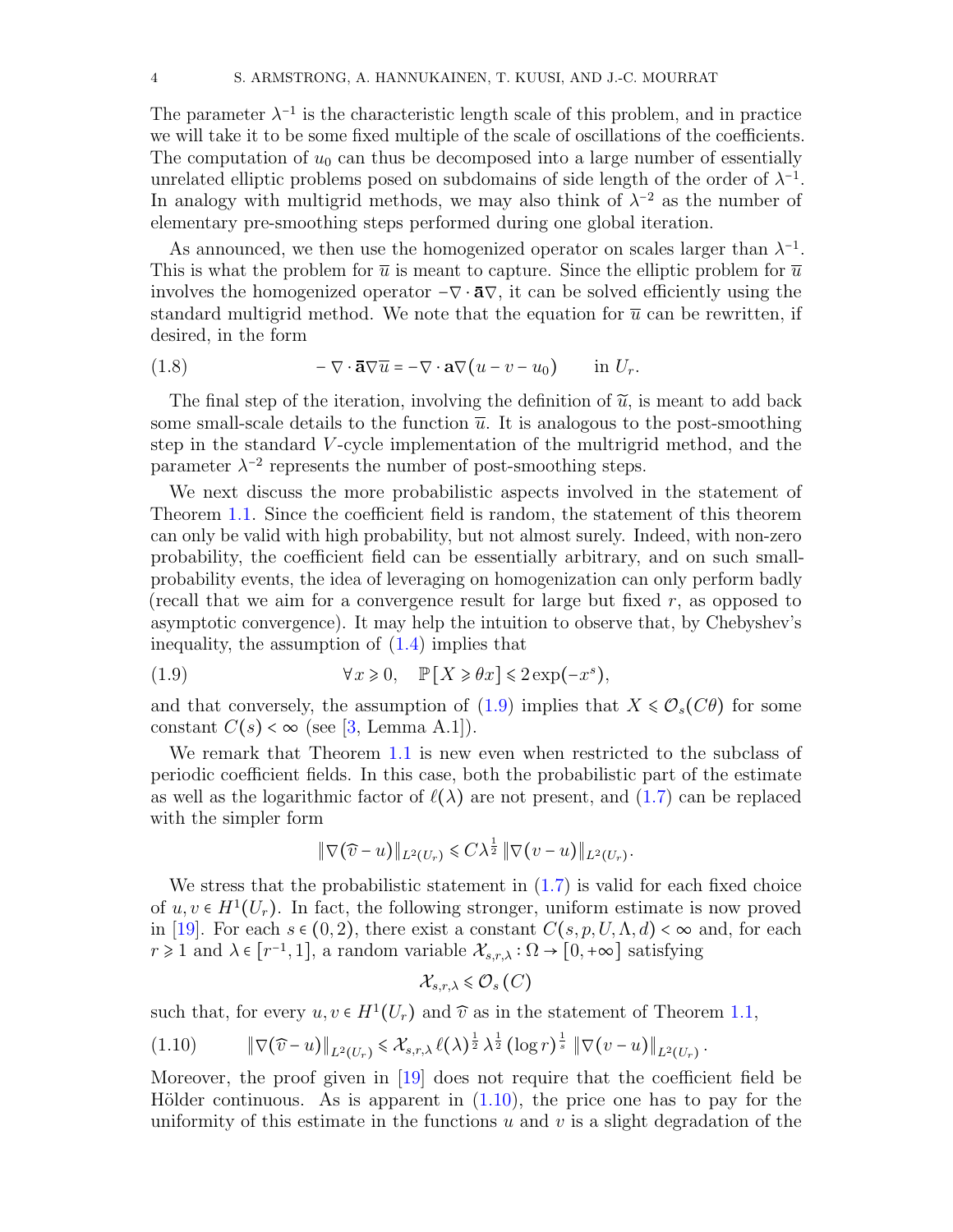The parameter $\lambda^{-1}$ is the characteristic length scale of this problem, and in practice we will take it to be some fixed multiple of the scale of oscillations of the coefficients. The computation of $u_0$ can thus be decomposed into a large number of essentially unrelated elliptic problems posed on subdomains of side length of the order of $\lambda^{-1}$. In analogy with multigrid methods, we may also think of $\lambda^{-2}$ as the number of elementary pre-smoothing steps performed during one global iteration.

As announced, we then use the homogenized operator on scales larger than $\lambda^{-1}$. This is what the problem for $\overline{u}$ is meant to capture. Since the elliptic problem for $\overline{u}$ involves the homogenized operator $-\nabla \cdot \bar{\mathbf{a}} \nabla$, it can be solved efficiently using the standard multigrid method. We note that the equation for $\overline{u}$ can be rewritten, if desired, in the form

$$-\nabla \cdot \bar{\mathbf{a}} \nabla \overline{u} = -\nabla \cdot \mathbf{a} \nabla (u - v - u_0) \qquad \text{in } U_r. \tag{1.8}$$

The final step of the iteration, involving the definition of $\widetilde{u}$, is meant to add back some small-scale details to the function $\overline{u}$. It is analogous to the post-smoothing step in the standard $V$-cycle implementation of the multigrid method, and the parameter $\lambda^{-2}$ represents the number of post-smoothing steps.

We next discuss the more probabilistic aspects involved in the statement of Theorem 1.1. Since the coefficient field is random, the statement of this theorem can only be valid with high probability, but not almost surely. Indeed, with non-zero probability, the coefficient field can be essentially arbitrary, and on such small-probability events, the idea of leveraging on homogenization can only perform badly (recall that we aim for a convergence result for large but fixed $r$, as opposed to asymptotic convergence). It may help the intuition to observe that, by Chebyshev's inequality, the assumption of (1.4) implies that

$$\forall x \geqslant 0, \quad \mathbb{P}[X \geqslant \theta x] \leqslant 2 \exp(-x^s), \tag{1.9}$$

and that conversely, the assumption of (1.9) implies that $X \leqslant \mathcal{O}_s(C\theta)$ for some constant $C(s) < \infty$ (see [3, Lemma A.1]).

We remark that Theorem 1.1 is new even when restricted to the subclass of periodic coefficient fields. In this case, both the probabilistic part of the estimate as well as the logarithmic factor of $\ell(\lambda)$ are not present, and (1.7) can be replaced with the simpler form

$$\|\nabla(\widehat{v} - u)\|_{L^2(U_r)} \leqslant C \lambda^{\frac{1}{2}} \|\nabla(v - u)\|_{L^2(U_r)}.$$

We stress that the probabilistic statement in (1.7) is valid for each fixed choice of $u, v \in H^1(U_r)$. In fact, the following stronger, uniform estimate is now proved in [19]. For each $s \in (0,2)$, there exist a constant $C(s, p, U, \Lambda, d) < \infty$ and, for each $r \geqslant 1$ and $\lambda \in [r^{-1}, 1]$, a random variable $\mathcal{X}_{s,r,\lambda} : \Omega \to [0, +\infty]$ satisfying

$$\mathcal{X}_{s,r,\lambda} \leqslant \mathcal{O}_s(C)$$

such that, for every $u, v \in H^1(U_r)$ and $\widehat{v}$ as in the statement of Theorem 1.1,

$$\|\nabla(\widehat{v} - u)\|_{L^2(U_r)} \leqslant \mathcal{X}_{s,r,\lambda} \, \ell(\lambda)^{\frac{1}{2}} \lambda^{\frac{1}{2}} (\log r)^{\frac{1}{s}} \|\nabla(v - u)\|_{L^2(U_r)}. \tag{1.10}$$

Moreover, the proof given in [19] does not require that the coefficient field be Hölder continuous. As is apparent in (1.10), the price one has to pay for the uniformity of this estimate in the functions $u$ and $v$ is a slight degradation of the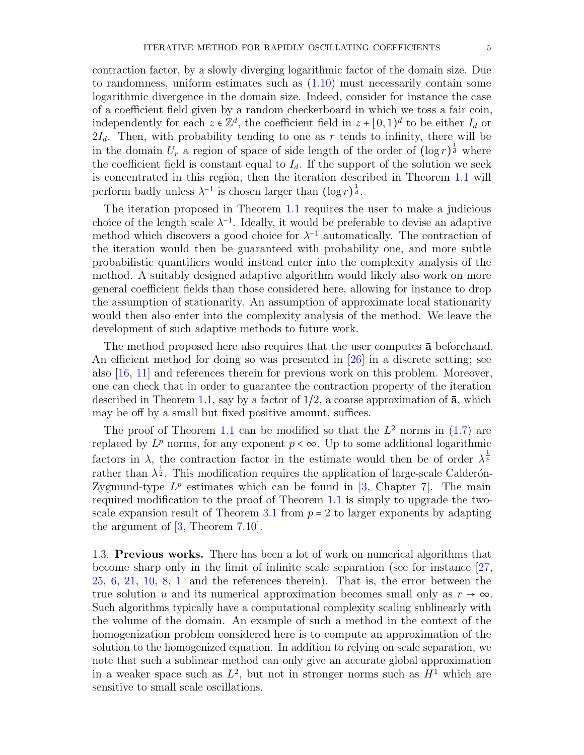contraction factor, by a slowly diverging logarithmic factor of the domain size. Due to randomness, uniform estimates such as (1.10) must necessarily contain some logarithmic divergence in the domain size. Indeed, consider for instance the case of a coefficient field given by a random checkerboard in which we toss a fair coin, independently for each $z \in \mathbb{Z}^d$, the coefficient field in $z + [0,1)^d$ to be either $I_d$ or $2I_d$. Then, with probability tending to one as $r$ tends to infinity, there will be in the domain $U_r$ a region of space of side length of the order of $(\log r)^{\frac{1}{d}}$ where the coefficient field is constant equal to $I_d$. If the support of the solution we seek is concentrated in this region, then the iteration described in Theorem 1.1 will perform badly unless $\lambda^{-1}$ is chosen larger than $(\log r)^{\frac{1}{d}}$.

The iteration proposed in Theorem 1.1 requires the user to make a judicious choice of the length scale $\lambda^{-1}$. Ideally, it would be preferable to devise an adaptive method which discovers a good choice for $\lambda^{-1}$ automatically. The contraction of the iteration would then be guaranteed with probability one, and more subtle probabilistic quantifiers would instead enter into the complexity analysis of the method. A suitably designed adaptive algorithm would likely also work on more general coefficient fields than those considered here, allowing for instance to drop the assumption of stationarity. An assumption of approximate local stationarity would then also enter into the complexity analysis of the method. We leave the development of such adaptive methods to future work.

The method proposed here also requires that the user computes $\bar{\mathbf{a}}$ beforehand. An efficient method for doing so was presented in [26] in a discrete setting; see also [16, 11] and references therein for previous work on this problem. Moreover, one can check that in order to guarantee the contraction property of the iteration described in Theorem 1.1, say by a factor of $1/2$, a coarse approximation of $\bar{\mathbf{a}}$, which may be off by a small but fixed positive amount, suffices.

The proof of Theorem 1.1 can be modified so that the $L^2$ norms in (1.7) are replaced by $L^p$ norms, for any exponent $p < \infty$. Up to some additional logarithmic factors in $\lambda$, the contraction factor in the estimate would then be of order $\lambda^{\frac{1}{p}}$ rather than $\lambda^{\frac{1}{2}}$. This modification requires the application of large-scale Calderón-Zygmund-type $L^p$ estimates which can be found in [3, Chapter 7]. The main required modification to the proof of Theorem 1.1 is simply to upgrade the two-scale expansion result of Theorem 3.1 from $p = 2$ to larger exponents by adapting the argument of [3, Theorem 7.10].

1.3. **Previous works.** There has been a lot of work on numerical algorithms that become sharp only in the limit of infinite scale separation (see for instance [27, 25, 6, 21, 10, 8, 1] and the references therein). That is, the error between the true solution $u$ and its numerical approximation becomes small only as $r \to \infty$. Such algorithms typically have a computational complexity scaling sublinearly with the volume of the domain. An example of such a method in the context of the homogenization problem considered here is to compute an approximation of the solution to the homogenized equation. In addition to relying on scale separation, we note that such a sublinear method can only give an accurate global approximation in a weaker space such as $L^2$, but not in stronger norms such as $H^1$ which are sensitive to small scale oscillations.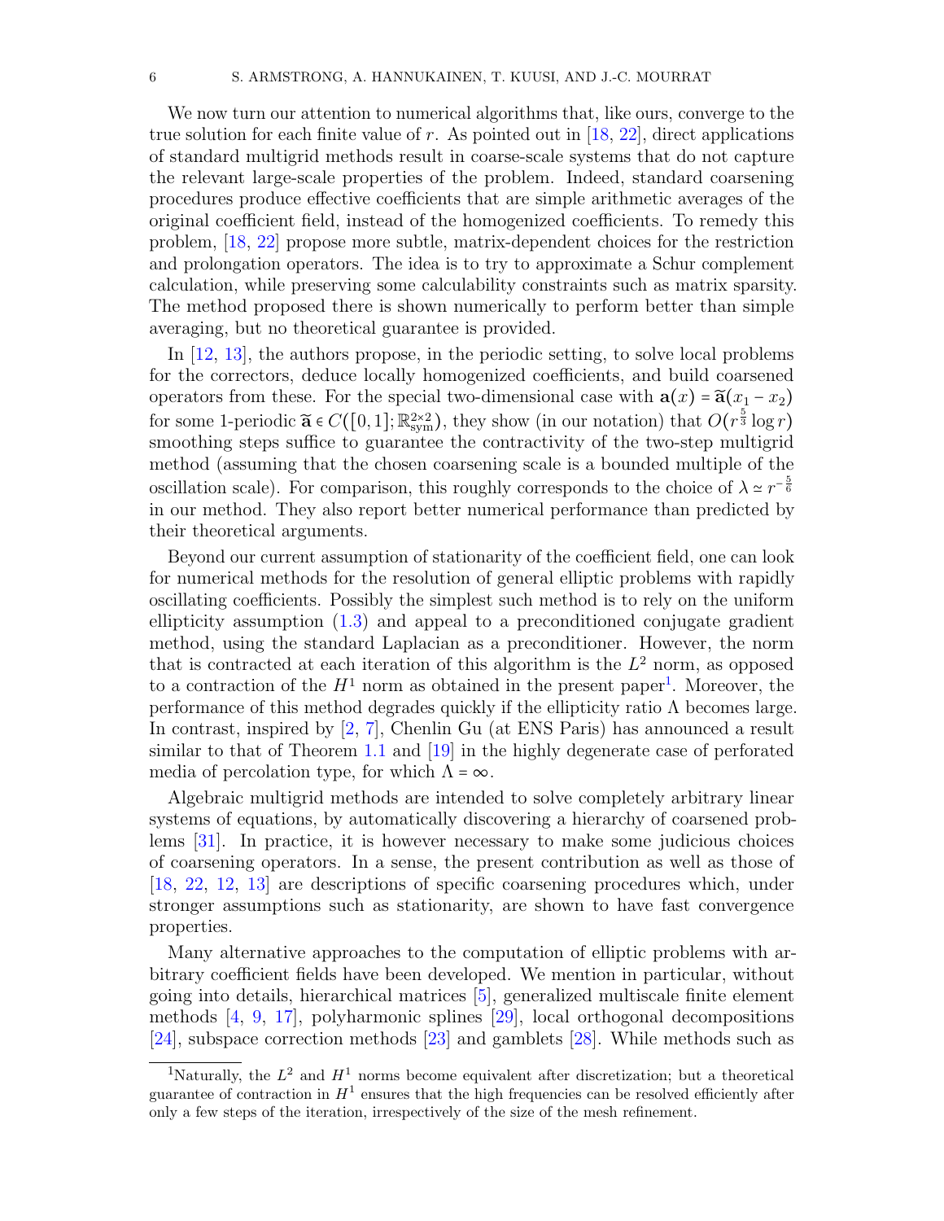We now turn our attention to numerical algorithms that, like ours, converge to the true solution for each finite value of $r$. As pointed out in [18, 22], direct applications of standard multigrid methods result in coarse-scale systems that do not capture the relevant large-scale properties of the problem. Indeed, standard coarsening procedures produce effective coefficients that are simple arithmetic averages of the original coefficient field, instead of the homogenized coefficients. To remedy this problem, [18, 22] propose more subtle, matrix-dependent choices for the restriction and prolongation operators. The idea is to try to approximate a Schur complement calculation, while preserving some calculability constraints such as matrix sparsity. The method proposed there is shown numerically to perform better than simple averaging, but no theoretical guarantee is provided.

In [12, 13], the authors propose, in the periodic setting, to solve local problems for the correctors, deduce locally homogenized coefficients, and build coarsened operators from these. For the special two-dimensional case with $\mathbf{a}(x) = \widetilde{\mathbf{a}}(x_1 - x_2)$ for some 1-periodic $\widetilde{\mathbf{a}} \in C([0,1]; \mathbb{R}^{2\times 2}_{\mathrm{sym}})$, they show (in our notation) that $O(r^{\frac{5}{3}} \log r)$ smoothing steps suffice to guarantee the contractivity of the two-step multigrid method (assuming that the chosen coarsening scale is a bounded multiple of the oscillation scale). For comparison, this roughly corresponds to the choice of $\lambda \simeq r^{-\frac{5}{6}}$ in our method. They also report better numerical performance than predicted by their theoretical arguments.

Beyond our current assumption of stationarity of the coefficient field, one can look for numerical methods for the resolution of general elliptic problems with rapidly oscillating coefficients. Possibly the simplest such method is to rely on the uniform ellipticity assumption (1.3) and appeal to a preconditioned conjugate gradient method, using the standard Laplacian as a preconditioner. However, the norm that is contracted at each iteration of this algorithm is the $L^2$ norm, as opposed to a contraction of the $H^1$ norm as obtained in the present paper[1]. Moreover, the performance of this method degrades quickly if the ellipticity ratio $\Lambda$ becomes large. In contrast, inspired by [2, 7], Chenlin Gu (at ENS Paris) has announced a result similar to that of Theorem 1.1 and [19] in the highly degenerate case of perforated media of percolation type, for which $\Lambda = \infty$.

Algebraic multigrid methods are intended to solve completely arbitrary linear systems of equations, by automatically discovering a hierarchy of coarsened problems [31]. In practice, it is however necessary to make some judicious choices of coarsening operators. In a sense, the present contribution as well as those of [18, 22, 12, 13] are descriptions of specific coarsening procedures which, under stronger assumptions such as stationarity, are shown to have fast convergence properties.

Many alternative approaches to the computation of elliptic problems with arbitrary coefficient fields have been developed. We mention in particular, without going into details, hierarchical matrices [5], generalized multiscale finite element methods [4, 9, 17], polyharmonic splines [29], local orthogonal decompositions [24], subspace correction methods [23] and gamblets [28]. While methods such as

[1] Naturally, the $L^2$ and $H^1$ norms become equivalent after discretization; but a theoretical guarantee of contraction in $H^1$ ensures that the high frequencies can be resolved efficiently after only a few steps of the iteration, irrespectively of the size of the mesh refinement.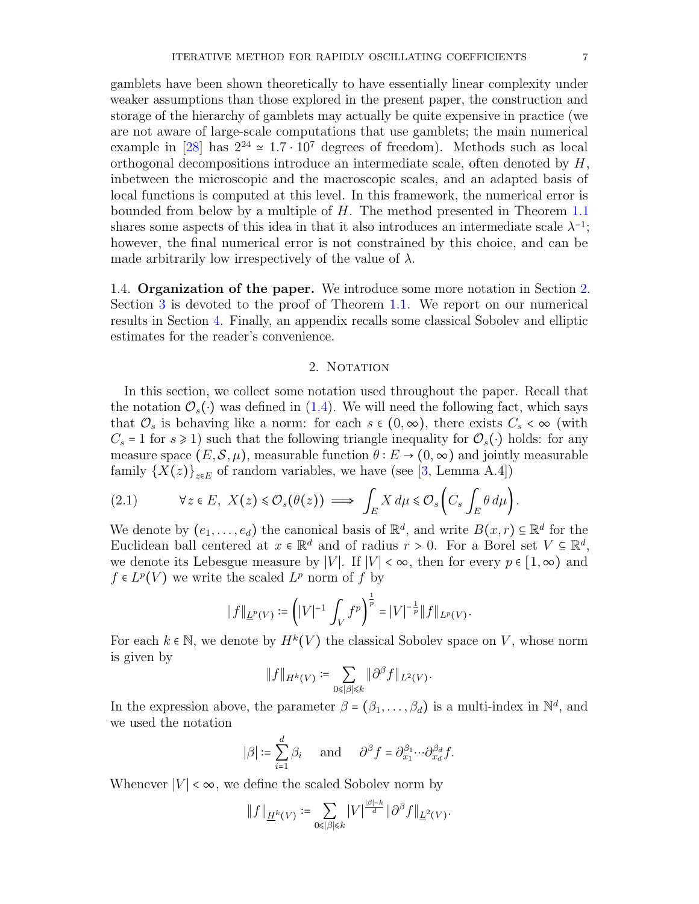gamblets have been shown theoretically to have essentially linear complexity under weaker assumptions than those explored in the present paper, the construction and storage of the hierarchy of gamblets may actually be quite expensive in practice (we are not aware of large-scale computations that use gamblets; the main numerical example in [28] has $2^{24} \simeq 1.7 \cdot 10^7$ degrees of freedom). Methods such as local orthogonal decompositions introduce an intermediate scale, often denoted by $H$, inbetween the microscopic and the macroscopic scales, and an adapted basis of local functions is computed at this level. In this framework, the numerical error is bounded from below by a multiple of $H$. The method presented in Theorem 1.1 shares some aspects of this idea in that it also introduces an intermediate scale $\lambda^{-1}$; however, the final numerical error is not constrained by this choice, and can be made arbitrarily low irrespectively of the value of $\lambda$.

1.4. **Organization of the paper.** We introduce some more notation in Section 2. Section 3 is devoted to the proof of Theorem 1.1. We report on our numerical results in Section 4. Finally, an appendix recalls some classical Sobolev and elliptic estimates for the reader's convenience.

## 2. Notation

In this section, we collect some notation used throughout the paper. Recall that the notation $\mathcal{O}_s(\cdot)$ was defined in (1.4). We will need the following fact, which says that $\mathcal{O}_s$ is behaving like a norm: for each $s \in (0,\infty)$, there exists $C_s < \infty$ (with $C_s = 1$ for $s \geqslant 1$) such that the following triangle inequality for $\mathcal{O}_s(\cdot)$ holds: for any measure space $(E, \mathcal{S}, \mu)$, measurable function $\theta : E \to (0,\infty)$ and jointly measurable family $\{X(z)\}_{z\in E}$ of random variables, we have (see [3, Lemma A.4])

$$\forall z \in E,\ X(z) \leqslant \mathcal{O}_s(\theta(z)) \implies \int_E X \, d\mu \leqslant \mathcal{O}_s\Big( C_s \int_E \theta \, d\mu \Big). \tag{2.1}$$

We denote by $(e_1, \ldots, e_d)$ the canonical basis of $\mathbb{R}^d$, and write $B(x,r) \subseteq \mathbb{R}^d$ for the Euclidean ball centered at $x \in \mathbb{R}^d$ and of radius $r > 0$. For a Borel set $V \subseteq \mathbb{R}^d$, we denote its Lebesgue measure by $|V|$. If $|V| < \infty$, then for every $p \in [1,\infty)$ and $f \in L^p(V)$ we write the scaled $L^p$ norm of $f$ by

$$\|f\|_{\underline{L}^p(V)} \coloneqq \left( |V|^{-1} \int_V f^p \right)^{\frac{1}{p}} = |V|^{-\frac{1}{p}} \|f\|_{L^p(V)}.$$

For each $k \in \mathbb{N}$, we denote by $H^k(V)$ the classical Sobolev space on $V$, whose norm is given by

$$\|f\|_{H^k(V)} \coloneqq \sum_{0 \leqslant |\beta| \leqslant k} \|\partial^\beta f\|_{L^2(V)}.$$

In the expression above, the parameter $\beta = (\beta_1, \ldots, \beta_d)$ is a multi-index in $\mathbb{N}^d$, and we used the notation

$$|\beta| \coloneqq \sum_{i=1}^d \beta_i \quad \text{and} \quad \partial^\beta f = \partial_{x_1}^{\beta_1} \cdots \partial_{x_d}^{\beta_d} f.$$

Whenever $|V| < \infty$, we define the scaled Sobolev norm by

$$\|f\|_{\underline{H}^k(V)} \coloneqq \sum_{0 \leqslant |\beta| \leqslant k} |V|^{\frac{|\beta| - k}{d}} \|\partial^\beta f\|_{\underline{L}^2(V)}.$$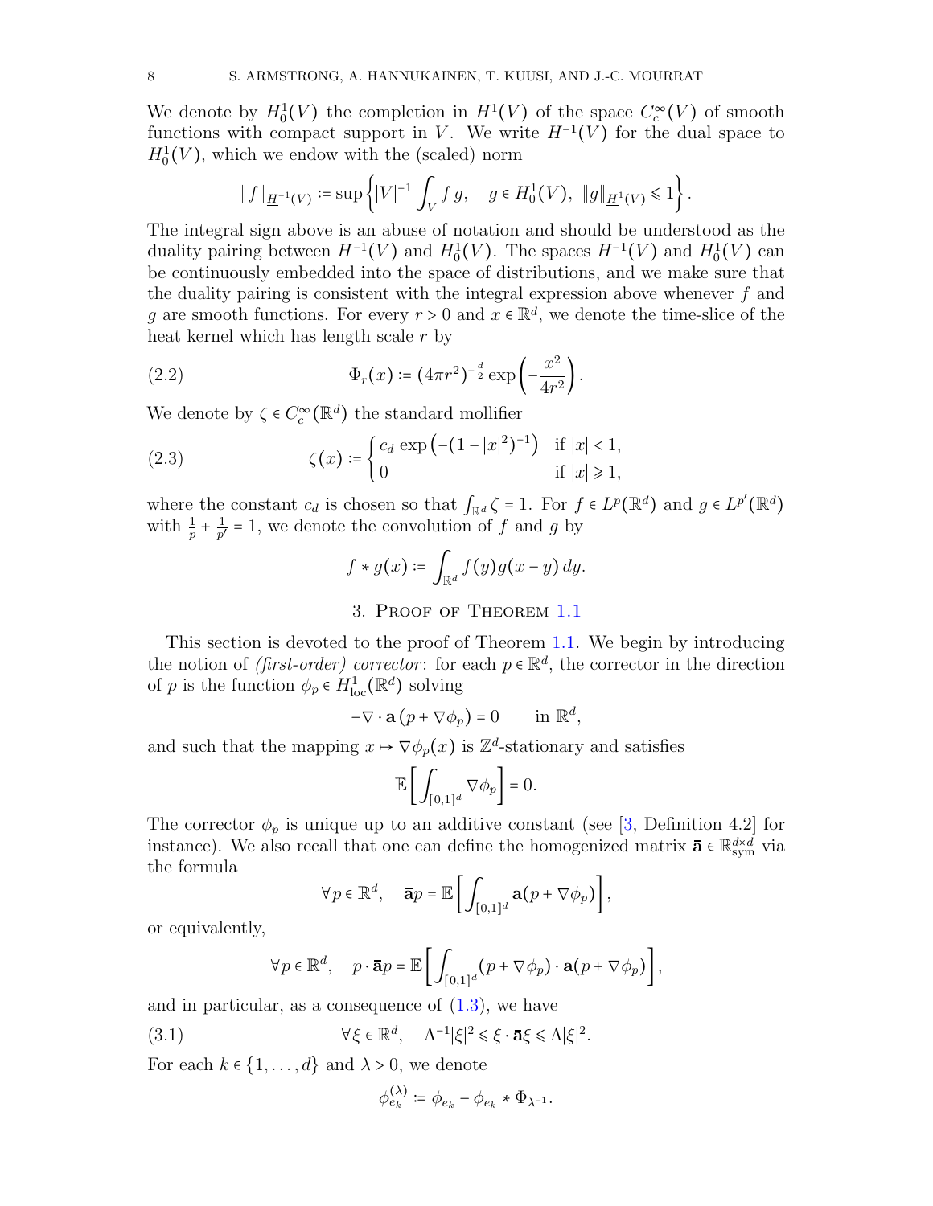We denote by $H_0^1(V)$ the completion in $H^1(V)$ of the space $C_c^\infty(V)$ of smooth functions with compact support in $V$. We write $H^{-1}(V)$ for the dual space to $H_0^1(V)$, which we endow with the (scaled) norm

$$\|f\|_{\underline{H}^{-1}(V)} := \sup\left\{ |V|^{-1} \int_V f\, g, \quad g \in H_0^1(V),\ \|g\|_{\underline{H}^1(V)} \leqslant 1 \right\}.$$

The integral sign above is an abuse of notation and should be understood as the duality pairing between $H^{-1}(V)$ and $H_0^1(V)$. The spaces $H^{-1}(V)$ and $H_0^1(V)$ can be continuously embedded into the space of distributions, and we make sure that the duality pairing is consistent with the integral expression above whenever $f$ and $g$ are smooth functions. For every $r > 0$ and $x \in \mathbb{R}^d$, we denote the time-slice of the heat kernel which has length scale $r$ by

$$\Phi_r(x) := (4\pi r^2)^{-\frac{d}{2}} \exp\left(-\frac{x^2}{4r^2}\right). \tag{2.2}$$

We denote by $\zeta \in C_c^\infty(\mathbb{R}^d)$ the standard mollifier

$$\zeta(x) := \begin{cases} c_d \exp\left(-(1-|x|^2)^{-1}\right) & \text{if } |x| < 1, \\ 0 & \text{if } |x| \geqslant 1, \end{cases} \tag{2.3}$$

where the constant $c_d$ is chosen so that $\int_{\mathbb{R}^d} \zeta = 1$. For $f \in L^p(\mathbb{R}^d)$ and $g \in L^{p'}(\mathbb{R}^d)$ with $\frac{1}{p} + \frac{1}{p'} = 1$, we denote the convolution of $f$ and $g$ by

$$f * g(x) := \int_{\mathbb{R}^d} f(y) g(x-y)\, dy.$$

## 3. Proof of Theorem 1.1

This section is devoted to the proof of Theorem 1.1. We begin by introducing the notion of *(first-order) corrector*: for each $p \in \mathbb{R}^d$, the corrector in the direction of $p$ is the function $\phi_p \in H^1_{\mathrm{loc}}(\mathbb{R}^d)$ solving

$$-\nabla \cdot \mathbf{a}\,(p + \nabla \phi_p) = 0 \qquad \text{in } \mathbb{R}^d,$$

and such that the mapping $x \mapsto \nabla \phi_p(x)$ is $\mathbb{Z}^d$-stationary and satisfies

$$\mathbb{E}\left[ \int_{[0,1]^d} \nabla \phi_p \right] = 0.$$

The corrector $\phi_p$ is unique up to an additive constant (see [3, Definition 4.2] for instance). We also recall that one can define the homogenized matrix $\bar{\mathbf{a}} \in \mathbb{R}^{d\times d}_{\mathrm{sym}}$ via the formula

$$\forall p \in \mathbb{R}^d, \quad \bar{\mathbf{a}} p = \mathbb{E}\left[ \int_{[0,1]^d} \mathbf{a}(p + \nabla \phi_p) \right],$$

or equivalently,

$$\forall p \in \mathbb{R}^d, \quad p \cdot \bar{\mathbf{a}} p = \mathbb{E}\left[ \int_{[0,1]^d} (p + \nabla \phi_p) \cdot \mathbf{a}(p + \nabla \phi_p) \right],$$

and in particular, as a consequence of (1.3), we have

$$\forall \xi \in \mathbb{R}^d, \quad \Lambda^{-1}|\xi|^2 \leqslant \xi \cdot \bar{\mathbf{a}} \xi \leqslant \Lambda |\xi|^2. \tag{3.1}$$

For each $k \in \{1, \ldots, d\}$ and $\lambda > 0$, we denote

$$\phi_{e_k}^{(\lambda)} := \phi_{e_k} - \phi_{e_k} * \Phi_{\lambda^{-1}}.$$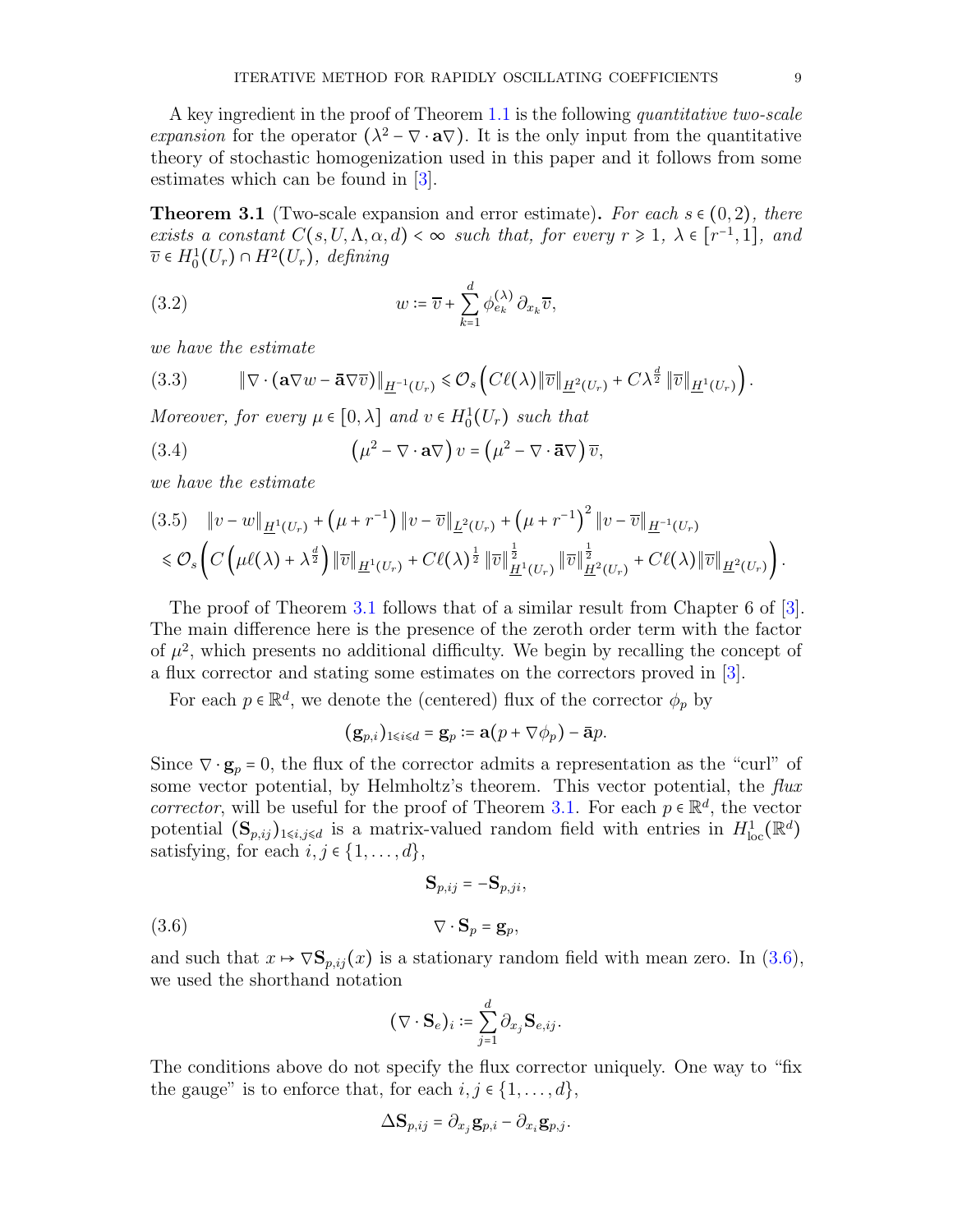A key ingredient in the proof of Theorem 1.1 is the following *quantitative two-scale expansion* for the operator $(\lambda^2 - \nabla \cdot \mathbf{a}\nabla)$. It is the only input from the quantitative theory of stochastic homogenization used in this paper and it follows from some estimates which can be found in [3].

**Theorem 3.1** (Two-scale expansion and error estimate)**.** *For each $s \in (0,2)$, there exists a constant $C(s, U, \Lambda, \alpha, d) < \infty$ such that, for every $r \geqslant 1$, $\lambda \in [r^{-1}, 1]$, and $\overline{v} \in H_0^1(U_r) \cap H^2(U_r)$, defining*

$$w := \overline{v} + \sum_{k=1}^{d} \phi_{e_k}^{(\lambda)} \, \partial_{x_k} \overline{v}, \tag{3.2}$$

*we have the estimate*

$$\left\| \nabla \cdot (\mathbf{a}\nabla w - \bar{\mathbf{a}}\nabla \overline{v}) \right\|_{\underline{H}^{-1}(U_r)} \leqslant \mathcal{O}_s\left( C\ell(\lambda) \| \overline{v} \|_{\underline{H}^2(U_r)} + C\lambda^{\frac{d}{2}} \| \overline{v} \|_{\underline{H}^1(U_r)} \right). \tag{3.3}$$

*Moreover, for every $\mu \in [0, \lambda]$ and $v \in H_0^1(U_r)$ such that*

$$\left( \mu^2 - \nabla \cdot \mathbf{a}\nabla \right) v = \left( \mu^2 - \nabla \cdot \bar{\mathbf{a}}\nabla \right) \overline{v}, \tag{3.4}$$

*we have the estimate*

$$\begin{aligned} &\| v - w \|_{\underline{H}^1(U_r)} + \left( \mu + r^{-1} \right) \| v - \overline{v} \|_{\underline{L}^2(U_r)} + \left( \mu + r^{-1} \right)^2 \| v - \overline{v} \|_{\underline{H}^{-1}(U_r)} \\ &\leqslant \mathcal{O}_s\left( C\left( \mu\ell(\lambda) + \lambda^{\frac{d}{2}} \right) \| \overline{v} \|_{\underline{H}^1(U_r)} + C\ell(\lambda)^{\frac{1}{2}} \| \overline{v} \|_{\underline{H}^1(U_r)}^{\frac{1}{2}} \| \overline{v} \|_{\underline{H}^2(U_r)}^{\frac{1}{2}} + C\ell(\lambda) \| \overline{v} \|_{\underline{H}^2(U_r)} \right). \end{aligned} \tag{3.5}$$

The proof of Theorem 3.1 follows that of a similar result from Chapter 6 of [3]. The main difference here is the presence of the zeroth order term with the factor of $\mu^2$, which presents no additional difficulty. We begin by recalling the concept of a flux corrector and stating some estimates on the correctors proved in [3].

For each $p \in \mathbb{R}^d$, we denote the (centered) flux of the corrector $\phi_p$ by

$$(\mathbf{g}_{p,i})_{1 \leqslant i \leqslant d} = \mathbf{g}_p := \mathbf{a}(p + \nabla \phi_p) - \bar{\mathbf{a}} p.$$

Since $\nabla \cdot \mathbf{g}_p = 0$, the flux of the corrector admits a representation as the "curl" of some vector potential, by Helmholtz's theorem. This vector potential, the *flux corrector*, will be useful for the proof of Theorem 3.1. For each $p \in \mathbb{R}^d$, the vector potential $(\mathbf{S}_{p,ij})_{1 \leqslant i,j \leqslant d}$ is a matrix-valued random field with entries in $H^1_{\mathrm{loc}}(\mathbb{R}^d)$ satisfying, for each $i, j \in \{1, \ldots, d\}$,

$$\mathbf{S}_{p,ij} = -\mathbf{S}_{p,ji},$$

$$\nabla \cdot \mathbf{S}_p = \mathbf{g}_p, \tag{3.6}$$

and such that $x \mapsto \nabla \mathbf{S}_{p,ij}(x)$ is a stationary random field with mean zero. In (3.6), we used the shorthand notation

$$(\nabla \cdot \mathbf{S}_e)_i := \sum_{j=1}^{d} \partial_{x_j} \mathbf{S}_{e,ij}.$$

The conditions above do not specify the flux corrector uniquely. One way to "fix the gauge" is to enforce that, for each $i, j \in \{1, \ldots, d\}$,

$$\Delta \mathbf{S}_{p,ij} = \partial_{x_j} \mathbf{g}_{p,i} - \partial_{x_i} \mathbf{g}_{p,j}.$$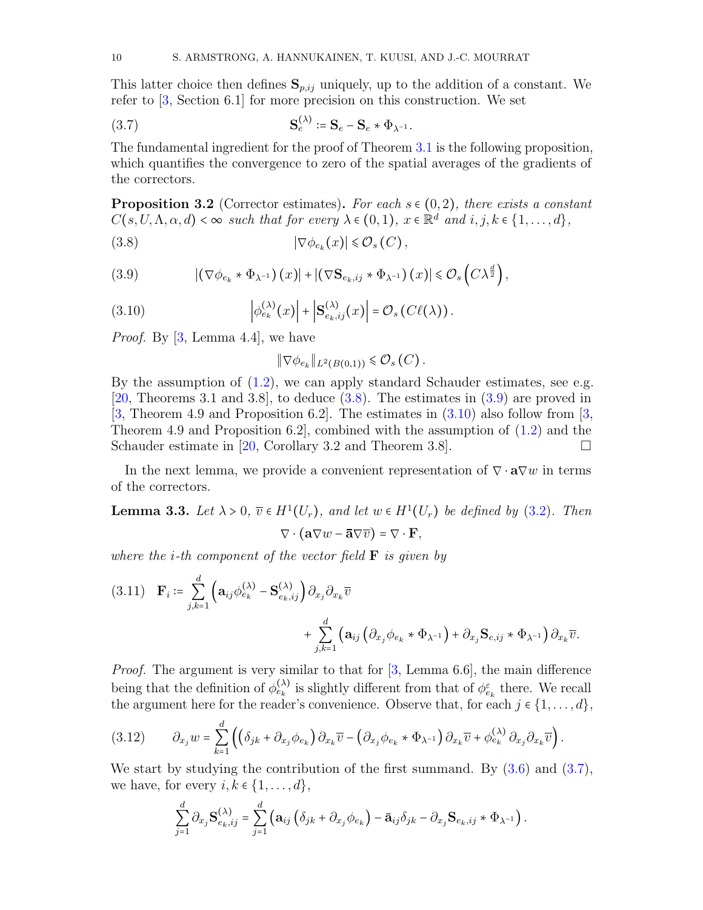This latter choice then defines $\mathbf{S}_{p,ij}$ uniquely, up to the addition of a constant. We refer to [3, Section 6.1] for more precision on this construction. We set

$$\mathbf{S}_e^{(\lambda)} := \mathbf{S}_e - \mathbf{S}_e * \Phi_{\lambda^{-1}}. \tag{3.7}$$

The fundamental ingredient for the proof of Theorem 3.1 is the following proposition, which quantifies the convergence to zero of the spatial averages of the gradients of the correctors.

**Proposition 3.2** (Corrector estimates)**.** *For each $s \in (0,2)$, there exists a constant $C(s,U,\Lambda,\alpha,d) < \infty$ such that for every $\lambda \in (0,1)$, $x \in \mathbb{R}^d$ and $i,j,k \in \{1,\ldots,d\}$,*

$$|\nabla \phi_{e_k}(x)| \leqslant \mathcal{O}_s(C), \tag{3.8}$$

$$\left|\left(\nabla \phi_{e_k} * \Phi_{\lambda^{-1}}\right)(x)\right| + \left|\left(\nabla \mathbf{S}_{e_k,ij} * \Phi_{\lambda^{-1}}\right)(x)\right| \leqslant \mathcal{O}_s\left(C\lambda^{\frac{d}{2}}\right), \tag{3.9}$$

$$\left|\phi_{e_k}^{(\lambda)}(x)\right| + \left|\mathbf{S}_{e_k,ij}^{(\lambda)}(x)\right| = \mathcal{O}_s\left(C\ell(\lambda)\right). \tag{3.10}$$

*Proof.* By [3, Lemma 4.4], we have

$$\|\nabla \phi_{e_k}\|_{L^2(B(0,1))} \leqslant \mathcal{O}_s(C).$$

By the assumption of (1.2), we can apply standard Schauder estimates, see e.g. [20, Theorems 3.1 and 3.8], to deduce (3.8). The estimates in (3.9) are proved in [3, Theorem 4.9 and Proposition 6.2]. The estimates in (3.10) also follow from [3, Theorem 4.9 and Proposition 6.2], combined with the assumption of (1.2) and the Schauder estimate in [20, Corollary 3.2 and Theorem 3.8]. □

In the next lemma, we provide a convenient representation of $\nabla \cdot \mathbf{a}\nabla w$ in terms of the correctors.

**Lemma 3.3.** *Let $\lambda > 0$, $\overline{v} \in H^1(U_r)$, and let $w \in H^1(U_r)$ be defined by (3.2). Then*

$$\nabla \cdot (\mathbf{a}\nabla w - \bar{\mathbf{a}}\nabla \overline{v}) = \nabla \cdot \mathbf{F},$$

*where the $i$-th component of the vector field $\mathbf{F}$ is given by*

$$\mathbf{F}_i := \sum_{j,k=1}^d \left(\mathbf{a}_{ij}\phi_{e_k}^{(\lambda)} - \mathbf{S}_{e_k,ij}^{(\lambda)}\right)\partial_{x_j}\partial_{x_k}\overline{v} \\ + \sum_{j,k=1}^d \left(\mathbf{a}_{ij}\left(\partial_{x_j}\phi_{e_k} * \Phi_{\lambda^{-1}}\right) + \partial_{x_j}\mathbf{S}_{e,ij} * \Phi_{\lambda^{-1}}\right)\partial_{x_k}\overline{v}. \tag{3.11}$$

*Proof.* The argument is very similar to that for [3, Lemma 6.6], the main difference being that the definition of $\phi_{e_k}^{(\lambda)}$ is slightly different from that of $\phi_{e_k}^{\varepsilon}$ there. We recall the argument here for the reader's convenience. Observe that, for each $j \in \{1,\ldots,d\}$,

$$\partial_{x_j} w = \sum_{k=1}^d \left(\left(\delta_{jk} + \partial_{x_j}\phi_{e_k}\right)\partial_{x_k}\overline{v} - \left(\partial_{x_j}\phi_{e_k} * \Phi_{\lambda^{-1}}\right)\partial_{x_k}\overline{v} + \phi_{e_k}^{(\lambda)}\partial_{x_j}\partial_{x_k}\overline{v}\right). \tag{3.12}$$

We start by studying the contribution of the first summand. By (3.6) and (3.7), we have, for every $i,k \in \{1,\ldots,d\}$,

$$\sum_{j=1}^d \partial_{x_j}\mathbf{S}_{e_k,ij}^{(\lambda)} = \sum_{j=1}^d \left(\mathbf{a}_{ij}\left(\delta_{jk} + \partial_{x_j}\phi_{e_k}\right) - \bar{\mathbf{a}}_{ij}\delta_{jk} - \partial_{x_j}\mathbf{S}_{e_k,ij} * \Phi_{\lambda^{-1}}\right).$$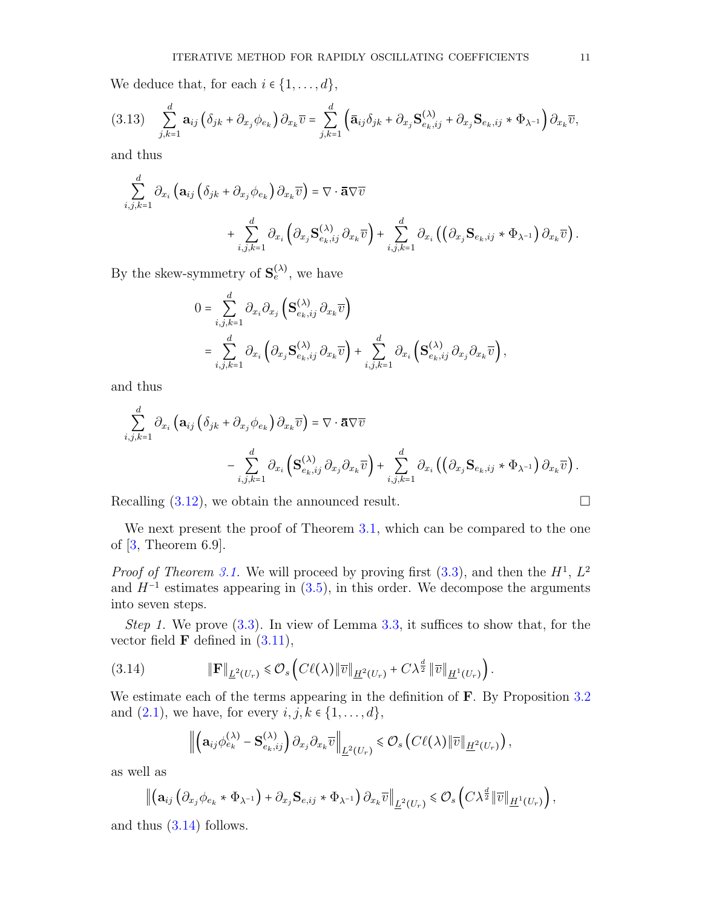We deduce that, for each $i \in \{1, \ldots, d\}$,

$$\sum_{j,k=1}^{d} \mathbf{a}_{ij} \left( \delta_{jk} + \partial_{x_j} \phi_{e_k} \right) \partial_{x_k} \overline{v} = \sum_{j,k=1}^{d} \left( \overline{\mathbf{a}}_{ij} \delta_{jk} + \partial_{x_j} \mathbf{S}^{(\lambda)}_{e_k,ij} + \partial_{x_j} \mathbf{S}_{e_k,ij} * \Phi_{\lambda^{-1}} \right) \partial_{x_k} \overline{v}, \tag{3.13}$$

and thus

$$\sum_{i,j,k=1}^{d} \partial_{x_i} \left( \mathbf{a}_{ij} \left( \delta_{jk} + \partial_{x_j} \phi_{e_k} \right) \partial_{x_k} \overline{v} \right) = \nabla \cdot \overline{\mathbf{a}} \nabla \overline{v} + \sum_{i,j,k=1}^{d} \partial_{x_i} \left( \partial_{x_j} \mathbf{S}^{(\lambda)}_{e_k,ij} \, \partial_{x_k} \overline{v} \right) + \sum_{i,j,k=1}^{d} \partial_{x_i} \left( \left( \partial_{x_j} \mathbf{S}_{e_k,ij} * \Phi_{\lambda^{-1}} \right) \partial_{x_k} \overline{v} \right).$$

By the skew-symmetry of $\mathbf{S}^{(\lambda)}_{e}$, we have

$$\begin{aligned} 0 &= \sum_{i,j,k=1}^{d} \partial_{x_i} \partial_{x_j} \left( \mathbf{S}^{(\lambda)}_{e_k,ij} \, \partial_{x_k} \overline{v} \right) \\ &= \sum_{i,j,k=1}^{d} \partial_{x_i} \left( \partial_{x_j} \mathbf{S}^{(\lambda)}_{e_k,ij} \, \partial_{x_k} \overline{v} \right) + \sum_{i,j,k=1}^{d} \partial_{x_i} \left( \mathbf{S}^{(\lambda)}_{e_k,ij} \, \partial_{x_j} \partial_{x_k} \overline{v} \right), \end{aligned}$$

and thus

$$\sum_{i,j,k=1}^{d} \partial_{x_i} \left( \mathbf{a}_{ij} \left( \delta_{jk} + \partial_{x_j} \phi_{e_k} \right) \partial_{x_k} \overline{v} \right) = \nabla \cdot \overline{\mathbf{a}} \nabla \overline{v} - \sum_{i,j,k=1}^{d} \partial_{x_i} \left( \mathbf{S}^{(\lambda)}_{e_k,ij} \, \partial_{x_j} \partial_{x_k} \overline{v} \right) + \sum_{i,j,k=1}^{d} \partial_{x_i} \left( \left( \partial_{x_j} \mathbf{S}_{e_k,ij} * \Phi_{\lambda^{-1}} \right) \partial_{x_k} \overline{v} \right).$$

Recalling (3.12), we obtain the announced result. □

We next present the proof of Theorem 3.1, which can be compared to the one of [3, Theorem 6.9].

*Proof of Theorem 3.1.* We will proceed by proving first (3.3), and then the $H^1$, $L^2$ and $H^{-1}$ estimates appearing in (3.5), in this order. We decompose the arguments into seven steps.

*Step 1.* We prove (3.3). In view of Lemma 3.3, it suffices to show that, for the vector field $\mathbf{F}$ defined in (3.11),

$$\|\mathbf{F}\|_{\underline{L}^2(U_r)} \leqslant \mathcal{O}_s \left( C\ell(\lambda) \|\overline{v}\|_{\underline{H}^2(U_r)} + C\lambda^{\frac{d}{2}} \|\overline{v}\|_{\underline{H}^1(U_r)} \right). \tag{3.14}$$

We estimate each of the terms appearing in the definition of $\mathbf{F}$. By Proposition 3.2 and (2.1), we have, for every $i,j,k \in \{1, \ldots, d\}$,

$$\left\| \left( \mathbf{a}_{ij} \phi^{(\lambda)}_{e_k} - \mathbf{S}^{(\lambda)}_{e_k,ij} \right) \partial_{x_j} \partial_{x_k} \overline{v} \right\|_{\underline{L}^2(U_r)} \leqslant \mathcal{O}_s \left( C\ell(\lambda) \|\overline{v}\|_{\underline{H}^2(U_r)} \right),$$

as well as

$$\left\| \left( \mathbf{a}_{ij} \left( \partial_{x_j} \phi_{e_k} * \Phi_{\lambda^{-1}} \right) + \partial_{x_j} \mathbf{S}_{e,ij} * \Phi_{\lambda^{-1}} \right) \partial_{x_k} \overline{v} \right\|_{\underline{L}^2(U_r)} \leqslant \mathcal{O}_s \left( C\lambda^{\frac{d}{2}} \|\overline{v}\|_{\underline{H}^1(U_r)} \right),$$

and thus (3.14) follows.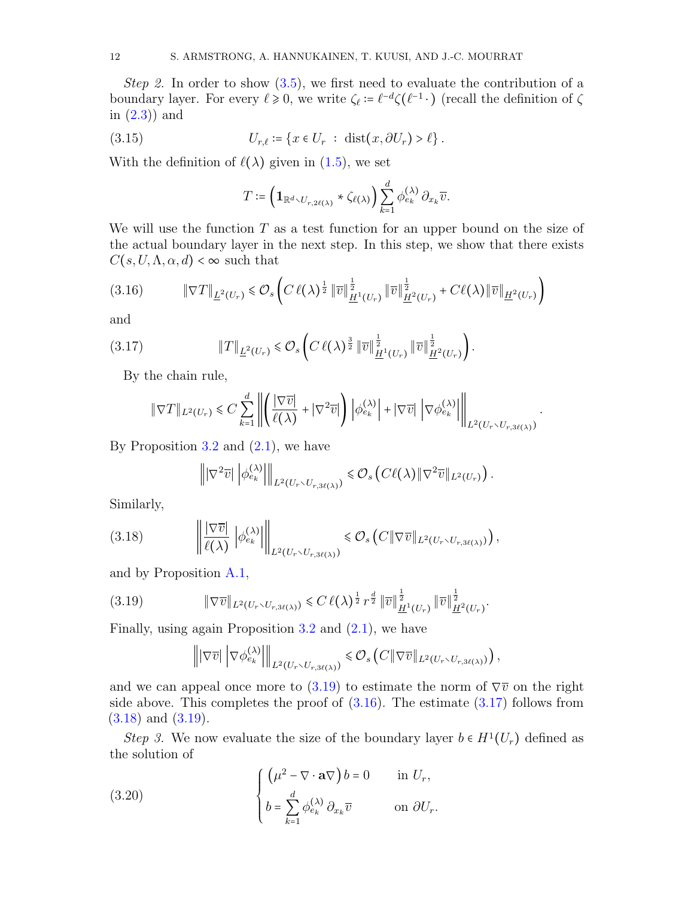*Step 2.* In order to show (3.5), we first need to evaluate the contribution of a boundary layer. For every $\ell \geqslant 0$, we write $\zeta_\ell := \ell^{-d}\zeta(\ell^{-1}\,\cdot\,)$ (recall the definition of $\zeta$ in (2.3)) and

$$U_{r,\ell} := \{x \in U_r \ : \ \operatorname{dist}(x, \partial U_r) > \ell\}\,. \tag{3.15}$$

With the definition of $\ell(\lambda)$ given in (1.5), we set

$$T := \left(\mathbf{1}_{\mathbb{R}^d \setminus U_{r,2\ell(\lambda)}} * \zeta_{\ell(\lambda)}\right) \sum_{k=1}^d \phi_{e_k}^{(\lambda)}\,\partial_{x_k}\overline{v}.$$

We will use the function $T$ as a test function for an upper bound on the size of the actual boundary layer in the next step. In this step, we show that there exists $C(s, U, \Lambda, \alpha, d) < \infty$ such that

$$\|\nabla T\|_{\underline{L}^2(U_r)} \leqslant \mathcal{O}_s\left(C\,\ell(\lambda)^{\frac12}\,\|\overline{v}\|^{\frac12}_{\underline{H}^1(U_r)}\,\|\overline{v}\|^{\frac12}_{\underline{H}^2(U_r)} + C\ell(\lambda)\|\overline{v}\|_{\underline{H}^2(U_r)}\right) \tag{3.16}$$

and

$$\|T\|_{\underline{L}^2(U_r)} \leqslant \mathcal{O}_s\left(C\,\ell(\lambda)^{\frac32}\,\|\overline{v}\|^{\frac12}_{\underline{H}^1(U_r)}\,\|\overline{v}\|^{\frac12}_{\underline{H}^2(U_r)}\right). \tag{3.17}$$

By the chain rule,

$$\|\nabla T\|_{L^2(U_r)} \leqslant C\sum_{k=1}^d \left\| \left(\frac{|\nabla \overline{v}|}{\ell(\lambda)} + |\nabla^2 \overline{v}|\right)\left|\phi_{e_k}^{(\lambda)}\right| + |\nabla \overline{v}|\,\left|\nabla \phi_{e_k}^{(\lambda)}\right| \right\|_{L^2(U_r \setminus U_{r,3\ell(\lambda)})}.$$

By Proposition 3.2 and (2.1), we have

$$\left\| |\nabla^2 \overline{v}|\,\left|\phi_{e_k}^{(\lambda)}\right| \right\|_{L^2(U_r \setminus U_{r,3\ell(\lambda)})} \leqslant \mathcal{O}_s\left(C\ell(\lambda)\|\nabla^2\overline{v}\|_{L^2(U_r)}\right).$$

Similarly,

$$\left\| \frac{|\nabla \overline{v}|}{\ell(\lambda)}\,\left|\phi_{e_k}^{(\lambda)}\right| \right\|_{L^2(U_r \setminus U_{r,3\ell(\lambda)})} \leqslant \mathcal{O}_s\left(C\|\nabla\overline{v}\|_{L^2(U_r \setminus U_{r,3\ell(\lambda)})}\right), \tag{3.18}$$

and by Proposition A.1,

$$\|\nabla \overline{v}\|_{L^2(U_r \setminus U_{r,3\ell(\lambda)})} \leqslant C\,\ell(\lambda)^{\frac12}\,r^{\frac{d}{2}}\,\|\overline{v}\|^{\frac12}_{\underline{H}^1(U_r)}\,\|\overline{v}\|^{\frac12}_{\underline{H}^2(U_r)}. \tag{3.19}$$

Finally, using again Proposition 3.2 and (2.1), we have

$$\left\| |\nabla \overline{v}|\,\left|\nabla\phi_{e_k}^{(\lambda)}\right| \right\|_{L^2(U_r \setminus U_{r,3\ell(\lambda)})} \leqslant \mathcal{O}_s\left(C\|\nabla\overline{v}\|_{L^2(U_r \setminus U_{r,3\ell(\lambda)})}\right),$$

and we can appeal once more to (3.19) to estimate the norm of $\nabla \overline{v}$ on the right side above. This completes the proof of (3.16). The estimate (3.17) follows from (3.18) and (3.19).

*Step 3.* We now evaluate the size of the boundary layer $b \in H^1(U_r)$ defined as the solution of

$$\begin{cases} \left(\mu^2 - \nabla\cdot\mathbf{a}\nabla\right) b = 0 & \text{in } U_r, \\ b = \displaystyle\sum_{k=1}^d \phi_{e_k}^{(\lambda)}\,\partial_{x_k}\overline{v} & \text{on } \partial U_r. \end{cases} \tag{3.20}$$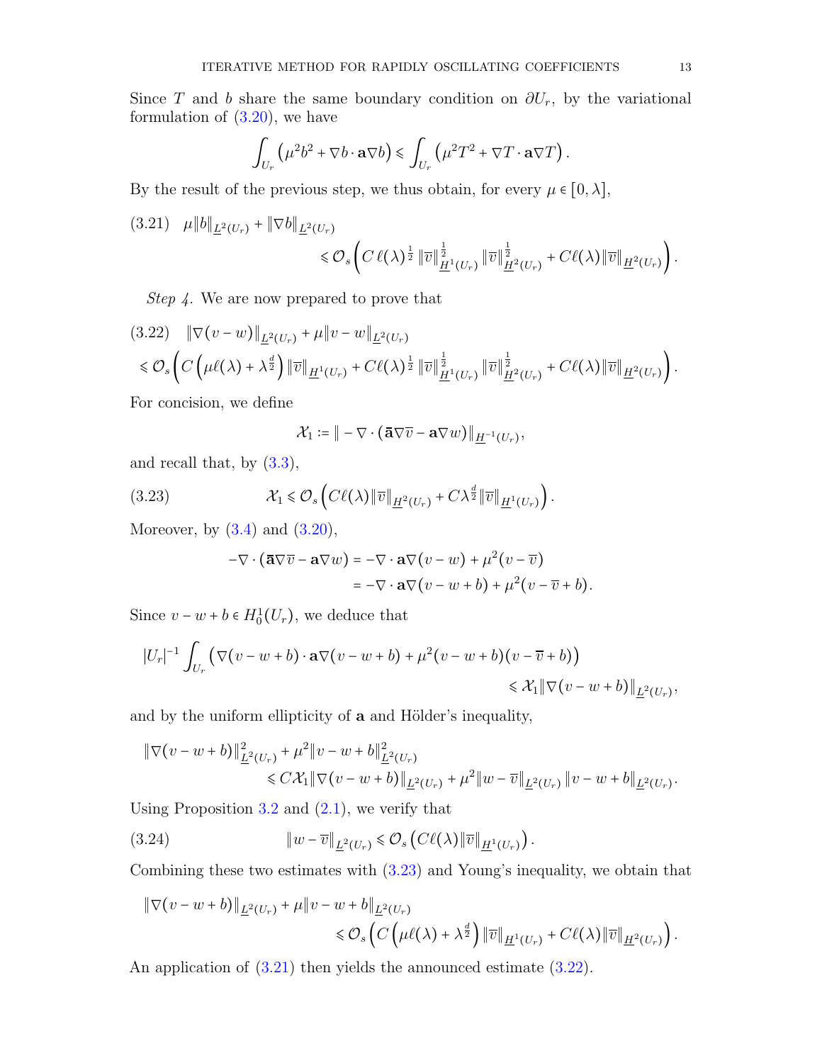Since $T$ and $b$ share the same boundary condition on $\partial U_r$, by the variational formulation of (3.20), we have

$$\int_{U_r} \left( \mu^2 b^2 + \nabla b \cdot \mathbf{a} \nabla b \right) \leqslant \int_{U_r} \left( \mu^2 T^2 + \nabla T \cdot \mathbf{a} \nabla T \right).$$

By the result of the previous step, we thus obtain, for every $\mu \in [0, \lambda]$,

$$\tag{3.21} \mu \|b\|_{\underline{L}^2(U_r)} + \|\nabla b\|_{\underline{L}^2(U_r)} \leqslant \mathcal{O}_s \left( C\, \ell(\lambda)^{\frac{1}{2}} \, \|\overline{v}\|^{\frac{1}{2}}_{\underline{H}^1(U_r)} \|\overline{v}\|^{\frac{1}{2}}_{\underline{H}^2(U_r)} + C\ell(\lambda) \|\overline{v}\|_{\underline{H}^2(U_r)} \right).$$

*Step 4.* We are now prepared to prove that

$$\tag{3.22} \begin{aligned} &\|\nabla(v-w)\|_{\underline{L}^2(U_r)} + \mu\|v - w\|_{\underline{L}^2(U_r)} \\ &\leqslant \mathcal{O}_s \left( C \left( \mu \ell(\lambda) + \lambda^{\frac{d}{2}} \right) \|\overline{v}\|_{\underline{H}^1(U_r)} + C\ell(\lambda)^{\frac{1}{2}} \, \|\overline{v}\|^{\frac{1}{2}}_{\underline{H}^1(U_r)} \|\overline{v}\|^{\frac{1}{2}}_{\underline{H}^2(U_r)} + C\ell(\lambda) \|\overline{v}\|_{\underline{H}^2(U_r)} \right). \end{aligned}$$

For concision, we define

$$\mathcal{X}_1 := \| - \nabla \cdot \left( \bar{\mathbf{a}} \nabla \overline{v} - \mathbf{a} \nabla w \right) \|_{\underline{H}^{-1}(U_r)},$$

and recall that, by (3.3),

$$\tag{3.23} \mathcal{X}_1 \leqslant \mathcal{O}_s \left( C\ell(\lambda) \|\overline{v}\|_{\underline{H}^2(U_r)} + C\lambda^{\frac{d}{2}} \|\overline{v}\|_{\underline{H}^1(U_r)} \right).$$

Moreover, by (3.4) and (3.20),

$$\begin{aligned} -\nabla \cdot \left( \bar{\mathbf{a}} \nabla \overline{v} - \mathbf{a} \nabla w \right) &= -\nabla \cdot \mathbf{a} \nabla (v - w) + \mu^2 (v - \overline{v}) \\ &= -\nabla \cdot \mathbf{a} \nabla (v - w + b) + \mu^2 (v - \overline{v} + b). \end{aligned}$$

Since $v - w + b \in H^1_0(U_r)$, we deduce that

$$|U_r|^{-1} \int_{U_r} \left( \nabla(v - w + b) \cdot \mathbf{a} \nabla (v - w + b) + \mu^2 (v - w + b)(v - \overline{v} + b) \right) \leqslant \mathcal{X}_1 \|\nabla(v - w + b)\|_{\underline{L}^2(U_r)},$$

and by the uniform ellipticity of $\mathbf{a}$ and Hölder's inequality,

$$\begin{aligned} &\|\nabla(v - w + b)\|^2_{\underline{L}^2(U_r)} + \mu^2 \|v - w + b\|^2_{\underline{L}^2(U_r)} \\ &\qquad \leqslant C\mathcal{X}_1 \|\nabla(v - w + b)\|_{\underline{L}^2(U_r)} + \mu^2 \|w - \overline{v}\|_{\underline{L}^2(U_r)} \|v - w + b\|_{\underline{L}^2(U_r)}. \end{aligned}$$

Using Proposition 3.2 and (2.1), we verify that

$$\tag{3.24} \|w - \overline{v}\|_{\underline{L}^2(U_r)} \leqslant \mathcal{O}_s \left( C\ell(\lambda) \|\overline{v}\|_{\underline{H}^1(U_r)} \right).$$

Combining these two estimates with (3.23) and Young's inequality, we obtain that

$$\begin{aligned} &\|\nabla(v - w + b)\|_{\underline{L}^2(U_r)} + \mu \|v - w + b\|_{\underline{L}^2(U_r)} \\ &\qquad \leqslant \mathcal{O}_s \left( C \left( \mu \ell(\lambda) + \lambda^{\frac{d}{2}} \right) \|\overline{v}\|_{\underline{H}^1(U_r)} + C\ell(\lambda) \|\overline{v}\|_{\underline{H}^2(U_r)} \right). \end{aligned}$$

An application of (3.21) then yields the announced estimate (3.22).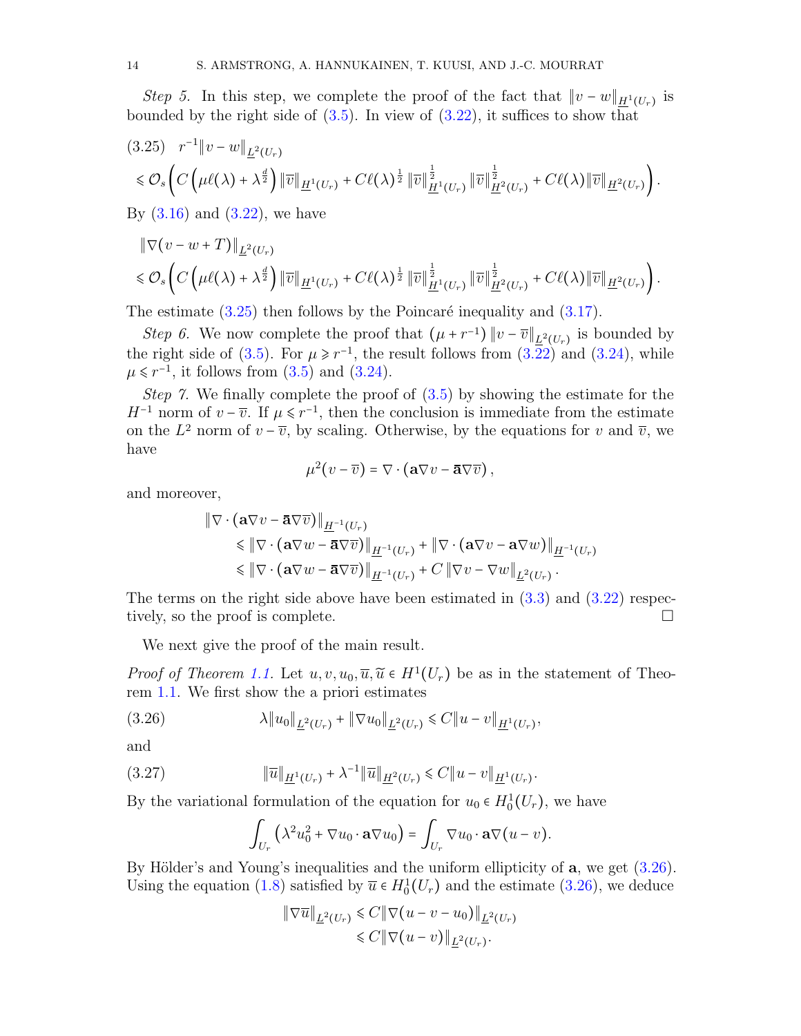*Step 5.* In this step, we complete the proof of the fact that $\|v-w\|_{\underline{H}^1(U_r)}$ is bounded by the right side of (3.5). In view of (3.22), it suffices to show that

$$
\begin{aligned}
(3.25)\quad & r^{-1}\|v-w\|_{\underline{L}^2(U_r)} \\
& \leqslant \mathcal{O}_s\left( C\left(\mu\ell(\lambda)+\lambda^{\frac{d}{2}}\right)\|\overline{v}\|_{\underline{H}^1(U_r)} + C\ell(\lambda)^{\frac12}\|\overline{v}\|^{\frac12}_{\underline{H}^1(U_r)}\|\overline{v}\|^{\frac12}_{\underline{H}^2(U_r)} + C\ell(\lambda)\|\overline{v}\|_{\underline{H}^2(U_r)}\right).
\end{aligned}
$$

By (3.16) and (3.22), we have

$$
\begin{aligned}
& \|\nabla(v-w+T)\|_{\underline{L}^2(U_r)} \\
& \leqslant \mathcal{O}_s\left( C\left(\mu\ell(\lambda)+\lambda^{\frac{d}{2}}\right)\|\overline{v}\|_{\underline{H}^1(U_r)} + C\ell(\lambda)^{\frac12}\|\overline{v}\|^{\frac12}_{\underline{H}^1(U_r)}\|\overline{v}\|^{\frac12}_{\underline{H}^2(U_r)} + C\ell(\lambda)\|\overline{v}\|_{\underline{H}^2(U_r)}\right).
\end{aligned}
$$

The estimate (3.25) then follows by the Poincaré inequality and (3.17).

*Step 6.* We now complete the proof that $(\mu+r^{-1})\|v-\overline{v}\|_{\underline{L}^2(U_r)}$ is bounded by the right side of (3.5). For $\mu \geqslant r^{-1}$, the result follows from (3.22) and (3.24), while $\mu \leqslant r^{-1}$, it follows from (3.5) and (3.24).

*Step 7.* We finally complete the proof of (3.5) by showing the estimate for the $H^{-1}$ norm of $v-\overline{v}$. If $\mu \leqslant r^{-1}$, then the conclusion is immediate from the estimate on the $L^2$ norm of $v-\overline{v}$, by scaling. Otherwise, by the equations for $v$ and $\overline{v}$, we have

$$
\mu^2(v-\overline{v}) = \nabla\cdot(\mathbf{a}\nabla v - \bar{\mathbf{a}}\nabla\overline{v}),
$$

and moreover,

$$
\begin{aligned}
\|\nabla\cdot(\mathbf{a}\nabla v-\bar{\mathbf{a}}\nabla\overline{v})\|_{\underline{H}^{-1}(U_r)}
&\leqslant \|\nabla\cdot(\mathbf{a}\nabla w-\bar{\mathbf{a}}\nabla\overline{v})\|_{\underline{H}^{-1}(U_r)} + \|\nabla\cdot(\mathbf{a}\nabla v-\mathbf{a}\nabla w)\|_{\underline{H}^{-1}(U_r)} \\
&\leqslant \|\nabla\cdot(\mathbf{a}\nabla w-\bar{\mathbf{a}}\nabla\overline{v})\|_{\underline{H}^{-1}(U_r)} + C\|\nabla v-\nabla w\|_{\underline{L}^2(U_r)}.
\end{aligned}
$$

The terms on the right side above have been estimated in (3.3) and (3.22) respectively, so the proof is complete. □

We next give the proof of the main result.

*Proof of Theorem 1.1.* Let $u, v, u_0, \overline{u}, \widetilde{u} \in H^1(U_r)$ be as in the statement of Theorem 1.1. We first show the a priori estimates

$$
\lambda\|u_0\|_{\underline{L}^2(U_r)} + \|\nabla u_0\|_{\underline{L}^2(U_r)} \leqslant C\|u-v\|_{\underline{H}^1(U_r)}, \tag{3.26}
$$

and

$$
\|\overline{u}\|_{\underline{H}^1(U_r)} + \lambda^{-1}\|\overline{u}\|_{\underline{H}^2(U_r)} \leqslant C\|u-v\|_{\underline{H}^1(U_r)}. \tag{3.27}
$$

By the variational formulation of the equation for $u_0 \in H^1_0(U_r)$, we have

$$
\int_{U_r}\left(\lambda^2 u_0^2 + \nabla u_0\cdot\mathbf{a}\nabla u_0\right) = \int_{U_r}\nabla u_0\cdot\mathbf{a}\nabla(u-v).
$$

By Hölder's and Young's inequalities and the uniform ellipticity of $\mathbf{a}$, we get (3.26). Using the equation (1.8) satisfied by $\overline{u}\in H^1_0(U_r)$ and the estimate (3.26), we deduce

$$
\begin{aligned}
\|\nabla\overline{u}\|_{\underline{L}^2(U_r)} &\leqslant C\|\nabla(u-v-u_0)\|_{\underline{L}^2(U_r)} \\
&\leqslant C\|\nabla(u-v)\|_{\underline{L}^2(U_r)}.
\end{aligned}
$$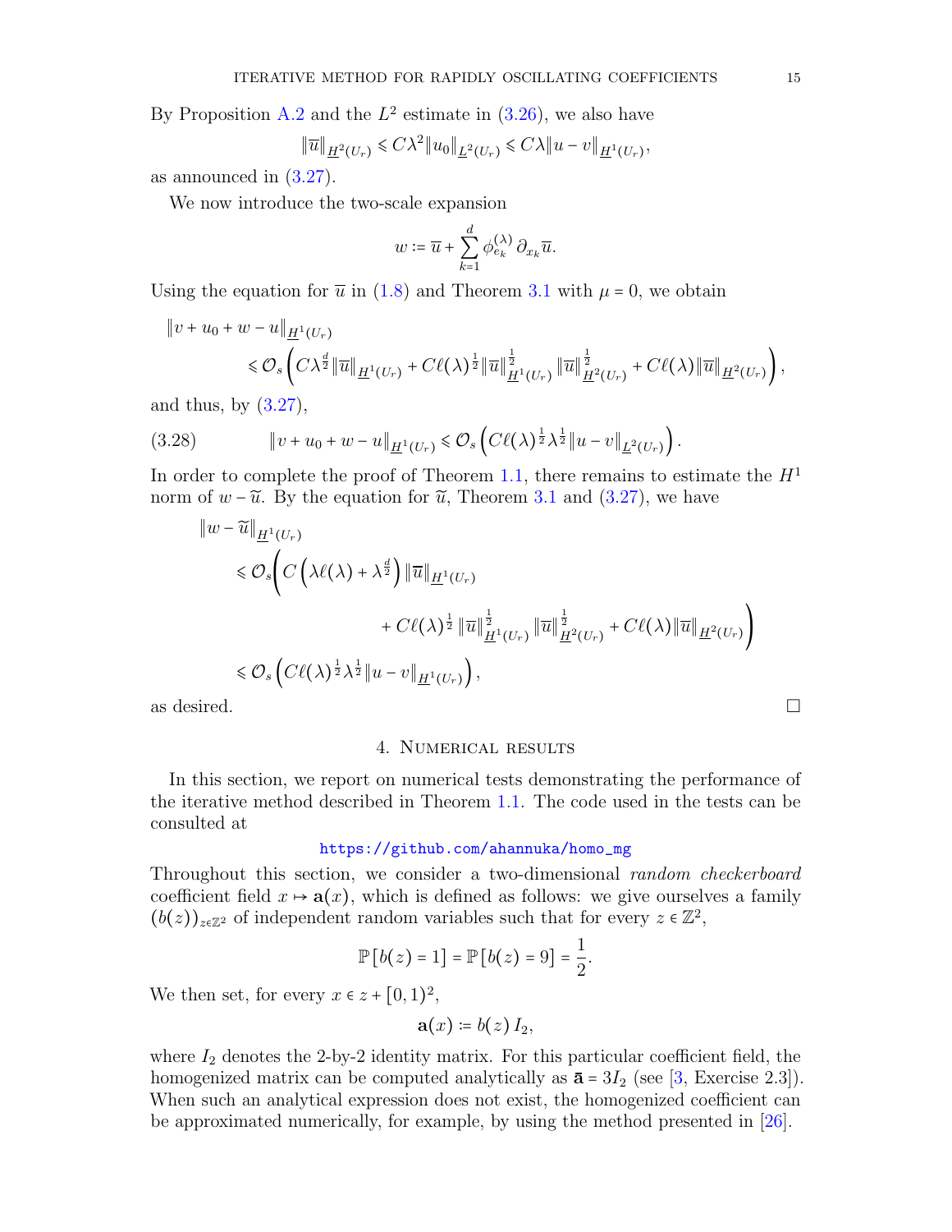By Proposition A.2 and the $L^2$ estimate in (3.26), we also have

$$\|\overline{u}\|_{\underline{H}^2(U_r)} \leqslant C\lambda^2 \|u_0\|_{\underline{L}^2(U_r)} \leqslant C\lambda \|u - v\|_{\underline{H}^1(U_r)},$$

as announced in (3.27).

We now introduce the two-scale expansion

$$w := \overline{u} + \sum_{k=1}^{d} \phi_{e_k}^{(\lambda)} \, \partial_{x_k} \overline{u}.$$

Using the equation for $\overline{u}$ in (1.8) and Theorem 3.1 with $\mu = 0$, we obtain

$$\begin{aligned}
&\|v + u_0 + w - u\|_{\underline{H}^1(U_r)} \\
&\qquad \leqslant \mathcal{O}_s\left( C\lambda^{\frac{d}{2}} \|\overline{u}\|_{\underline{H}^1(U_r)} + C\ell(\lambda)^{\frac{1}{2}} \|\overline{u}\|_{\underline{H}^1(U_r)}^{\frac{1}{2}} \|\overline{u}\|_{\underline{H}^2(U_r)}^{\frac{1}{2}} + C\ell(\lambda) \|\overline{u}\|_{\underline{H}^2(U_r)} \right),
\end{aligned}$$

and thus, by (3.27),

$$\|v + u_0 + w - u\|_{\underline{H}^1(U_r)} \leqslant \mathcal{O}_s\left( C\ell(\lambda)^{\frac{1}{2}} \lambda^{\frac{1}{2}} \|u - v\|_{\underline{L}^2(U_r)} \right). \tag{3.28}$$

In order to complete the proof of Theorem 1.1, there remains to estimate the $H^1$ norm of $w - \widetilde{u}$. By the equation for $\widetilde{u}$, Theorem 3.1 and (3.27), we have

$$\begin{aligned}
&\|w - \widetilde{u}\|_{\underline{H}^1(U_r)} \\
&\quad \leqslant \mathcal{O}_s\Bigg( C\left(\lambda \ell(\lambda) + \lambda^{\frac{d}{2}}\right) \|\overline{u}\|_{\underline{H}^1(U_r)} \\
&\qquad\qquad + C\ell(\lambda)^{\frac{1}{2}} \|\overline{u}\|_{\underline{H}^1(U_r)}^{\frac{1}{2}} \|\overline{u}\|_{\underline{H}^2(U_r)}^{\frac{1}{2}} + C\ell(\lambda) \|\overline{u}\|_{\underline{H}^2(U_r)} \Bigg) \\
&\quad \leqslant \mathcal{O}_s\left( C\ell(\lambda)^{\frac{1}{2}} \lambda^{\frac{1}{2}} \|u - v\|_{\underline{H}^1(U_r)} \right),
\end{aligned}$$

as desired. □

## 4. Numerical results

In this section, we report on numerical tests demonstrating the performance of the iterative method described in Theorem 1.1. The code used in the tests can be consulted at

https://github.com/ahannuka/homo_mg

Throughout this section, we consider a two-dimensional *random checkerboard* coefficient field $x \mapsto \mathbf{a}(x)$, which is defined as follows: we give ourselves a family $(b(z))_{z \in \mathbb{Z}^2}$ of independent random variables such that for every $z \in \mathbb{Z}^2$,

$$\mathbb{P}\left[b(z) = 1\right] = \mathbb{P}\left[b(z) = 9\right] = \frac{1}{2}.$$

We then set, for every $x \in z + [0,1)^2$,

$$\mathbf{a}(x) := b(z) \, I_2,$$

where $I_2$ denotes the 2-by-2 identity matrix. For this particular coefficient field, the homogenized matrix can be computed analytically as $\bar{\mathbf{a}} = 3I_2$ (see [3, Exercise 2.3]). When such an analytical expression does not exist, the homogenized coefficient can be approximated numerically, for example, by using the method presented in [26].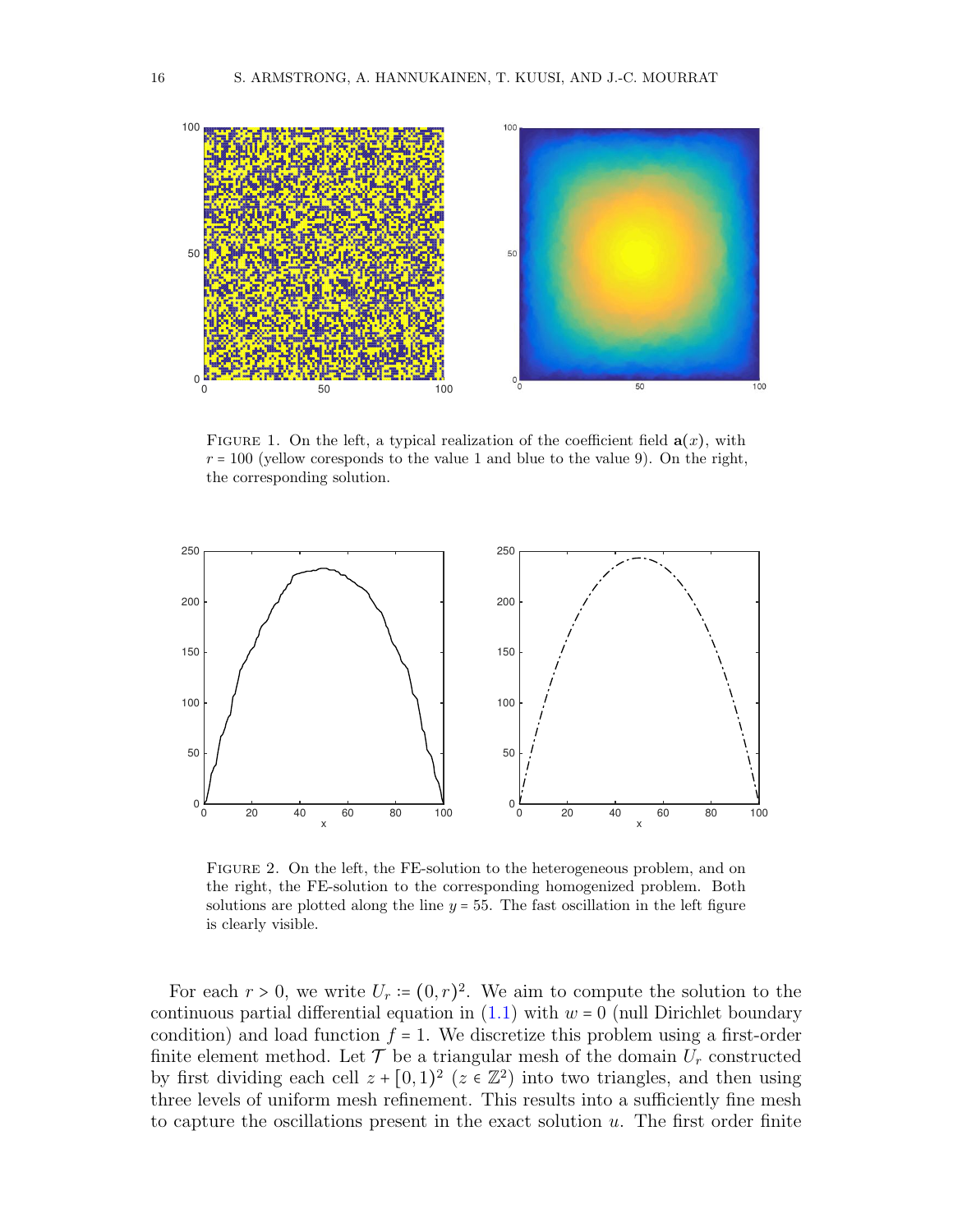FIGURE 1. On the left, a typical realization of the coefficient field $\mathbf{a}(x)$, with $r = 100$ (yellow coresponds to the value 1 and blue to the value 9). On the right, the corresponding solution.

FIGURE 2. On the left, the FE-solution to the heterogeneous problem, and on the right, the FE-solution to the corresponding homogenized problem. Both solutions are plotted along the line $y = 55$. The fast oscillation in the left figure is clearly visible.

For each $r > 0$, we write $U_r := (0,r)^2$. We aim to compute the solution to the continuous partial differential equation in (1.1) with $w = 0$ (null Dirichlet boundary condition) and load function $f = 1$. We discretize this problem using a first-order finite element method. Let $\mathcal{T}$ be a triangular mesh of the domain $U_r$ constructed by first dividing each cell $z + [0,1)^2$ ($z \in \mathbb{Z}^2$) into two triangles, and then using three levels of uniform mesh refinement. This results into a sufficiently fine mesh to capture the oscillations present in the exact solution $u$. The first order finite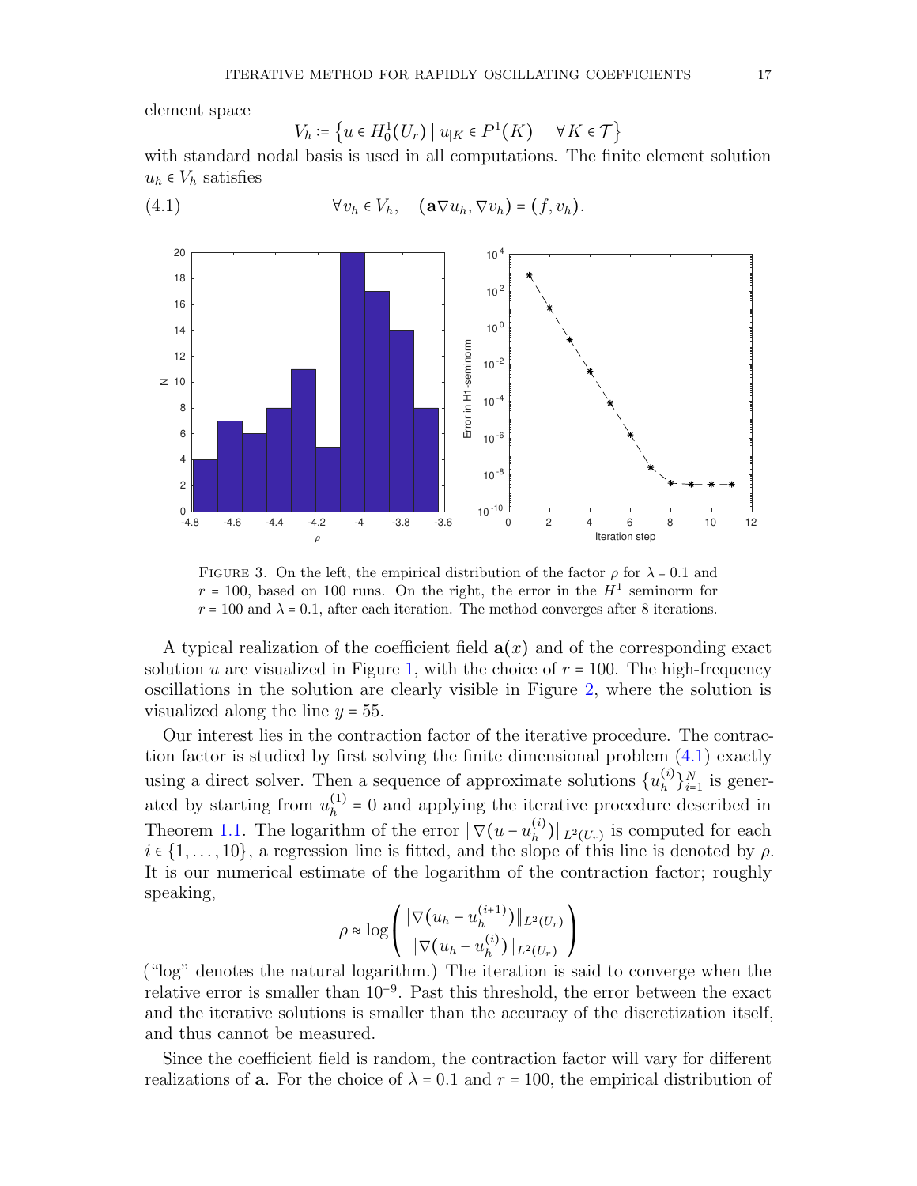element space

$$V_h := \left\{ u \in H_0^1(U_r) \mid u_{|K} \in P^1(K) \quad \forall K \in \mathcal{T} \right\}$$

with standard nodal basis is used in all computations. The finite element solution $u_h \in V_h$ satisfies

$$\forall v_h \in V_h, \quad (\mathbf{a}\nabla u_h, \nabla v_h) = (f, v_h). \tag{4.1}$$

FIGURE 3. On the left, the empirical distribution of the factor $\rho$ for $\lambda = 0.1$ and $r = 100$, based on 100 runs. On the right, the error in the $H^1$ seminorm for $r = 100$ and $\lambda = 0.1$, after each iteration. The method converges after 8 iterations.

A typical realization of the coefficient field $\mathbf{a}(x)$ and of the corresponding exact solution $u$ are visualized in Figure 1, with the choice of $r = 100$. The high-frequency oscillations in the solution are clearly visible in Figure 2, where the solution is visualized along the line $y = 55$.

Our interest lies in the contraction factor of the iterative procedure. The contraction factor is studied by first solving the finite dimensional problem (4.1) exactly using a direct solver. Then a sequence of approximate solutions $\{u_h^{(i)}\}_{i=1}^N$ is generated by starting from $u_h^{(1)} = 0$ and applying the iterative procedure described in Theorem 1.1. The logarithm of the error $\|\nabla(u - u_h^{(i)})\|_{L^2(U_r)}$ is computed for each $i \in \{1, \ldots, 10\}$, a regression line is fitted, and the slope of this line is denoted by $\rho$. It is our numerical estimate of the logarithm of the contraction factor; roughly speaking,

$$\rho \approx \log\left( \frac{\|\nabla(u_h - u_h^{(i+1)})\|_{L^2(U_r)}}{\|\nabla(u_h - u_h^{(i)})\|_{L^2(U_r)}} \right)$$

("log" denotes the natural logarithm.) The iteration is said to converge when the relative error is smaller than $10^{-9}$. Past this threshold, the error between the exact and the iterative solutions is smaller than the accuracy of the discretization itself, and thus cannot be measured.

Since the coefficient field is random, the contraction factor will vary for different realizations of $\mathbf{a}$. For the choice of $\lambda = 0.1$ and $r = 100$, the empirical distribution of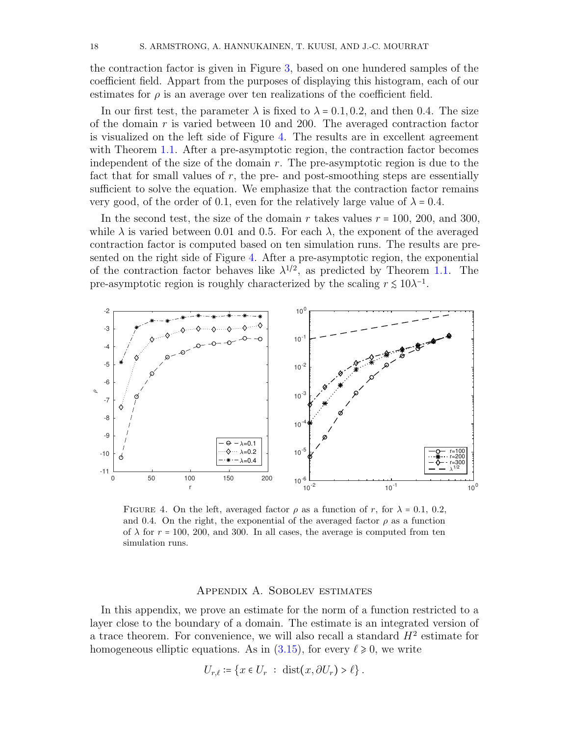the contraction factor is given in Figure 3, based on one hundered samples of the coefficient field. Appart from the purposes of displaying this histogram, each of our estimates for $\rho$ is an average over ten realizations of the coefficient field.

In our first test, the parameter $\lambda$ is fixed to $\lambda = 0.1, 0.2$, and then 0.4. The size of the domain $r$ is varied between 10 and 200. The averaged contraction factor is visualized on the left side of Figure 4. The results are in excellent agreement with Theorem 1.1. After a pre-asymptotic region, the contraction factor becomes independent of the size of the domain $r$. The pre-asymptotic region is due to the fact that for small values of $r$, the pre- and post-smoothing steps are essentially sufficient to solve the equation. We emphasize that the contraction factor remains very good, of the order of 0.1, even for the relatively large value of $\lambda = 0.4$.

In the second test, the size of the domain $r$ takes values $r = 100$, 200, and 300, while $\lambda$ is varied between 0.01 and 0.5. For each $\lambda$, the exponent of the averaged contraction factor is computed based on ten simulation runs. The results are presented on the right side of Figure 4. After a pre-asymptotic region, the exponential of the contraction factor behaves like $\lambda^{1/2}$, as predicted by Theorem 1.1. The pre-asymptotic region is roughly characterized by the scaling $r \lesssim 10\lambda^{-1}$.

FIGURE 4. On the left, averaged factor $\rho$ as a function of $r$, for $\lambda = 0.1$, 0.2, and 0.4. On the right, the exponential of the averaged factor $\rho$ as a function of $\lambda$ for $r = 100$, 200, and 300. In all cases, the average is computed from ten simulation runs.

## Appendix A. Sobolev estimates

In this appendix, we prove an estimate for the norm of a function restricted to a layer close to the boundary of a domain. The estimate is an integrated version of a trace theorem. For convenience, we will also recall a standard $H^2$ estimate for homogeneous elliptic equations. As in (3.15), for every $\ell \geqslant 0$, we write

$$U_{r,\ell} := \{x \in U_r \ : \ \operatorname{dist}(x, \partial U_r) > \ell\}.$$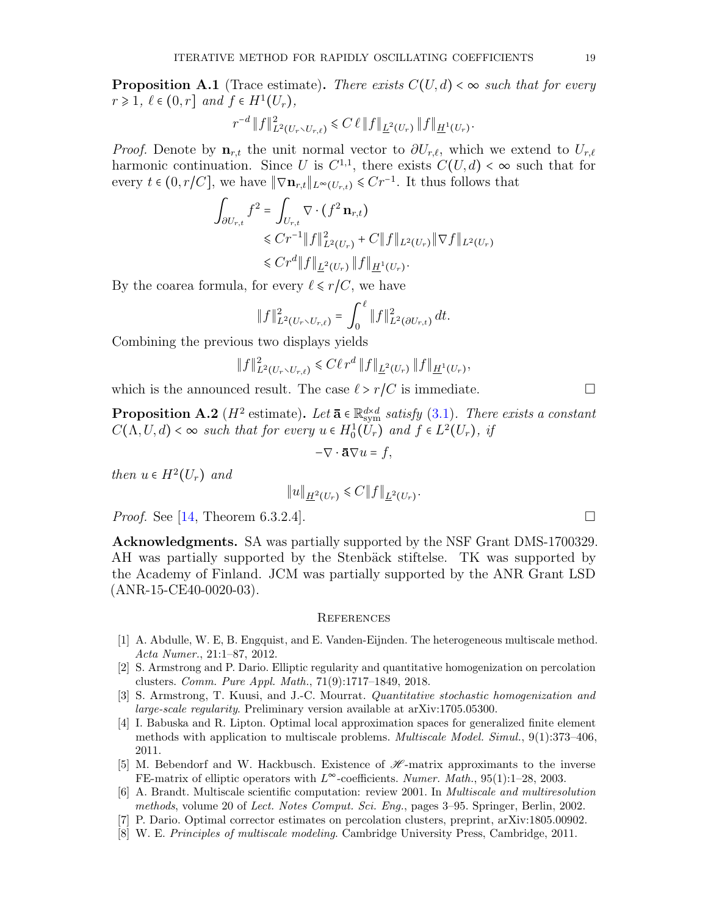**Proposition A.1** (Trace estimate)**.** *There exists $C(U,d) < \infty$ such that for every $r \geqslant 1$, $\ell \in (0,r]$ and $f \in H^1(U_r)$,*

$$r^{-d} \|f\|^2_{L^2(U_r \setminus U_{r,\ell})} \leqslant C\,\ell\, \|f\|_{\underline{L}^2(U_r)} \|f\|_{\underline{H}^1(U_r)}.$$

*Proof.* Denote by $\mathbf{n}_{r,t}$ the unit normal vector to $\partial U_{r,\ell}$, which we extend to $U_{r,\ell}$ harmonic continuation. Since $U$ is $C^{1,1}$, there exists $C(U,d) < \infty$ such that for every $t \in (0, r/C]$, we have $\|\nabla \mathbf{n}_{r,t}\|_{L^\infty(U_{r,t})} \leqslant C r^{-1}$. It thus follows that

$$\begin{aligned}
\int_{\partial U_{r,t}} f^2 &= \int_{U_{r,t}} \nabla \cdot (f^2\, \mathbf{n}_{r,t}) \\
&\leqslant C r^{-1} \|f\|^2_{L^2(U_r)} + C \|f\|_{L^2(U_r)} \|\nabla f\|_{L^2(U_r)} \\
&\leqslant C r^d \|f\|_{\underline{L}^2(U_r)} \|f\|_{\underline{H}^1(U_r)}.
\end{aligned}$$

By the coarea formula, for every $\ell \leqslant r/C$, we have

$$\|f\|^2_{L^2(U_r \setminus U_{r,\ell})} = \int_0^\ell \|f\|^2_{L^2(\partial U_{r,t})}\, dt.$$

Combining the previous two displays yields

$$\|f\|^2_{L^2(U_r \setminus U_{r,\ell})} \leqslant C \ell\, r^d\, \|f\|_{\underline{L}^2(U_r)} \|f\|_{\underline{H}^1(U_r)},$$

which is the announced result. The case $\ell > r/C$ is immediate. □

**Proposition A.2** ($H^2$ estimate)**.** *Let $\bar{\mathbf{a}} \in \mathbb{R}^{d\times d}_{\mathrm{sym}}$ satisfy (3.1). There exists a constant $C(\Lambda, U, d) < \infty$ such that for every $u \in H^1_0(U_r)$ and $f \in L^2(U_r)$, if*

$$-\nabla \cdot \bar{\mathbf{a}} \nabla u = f,$$

*then $u \in H^2(U_r)$ and*

$$\|u\|_{\underline{H}^2(U_r)} \leqslant C \|f\|_{\underline{L}^2(U_r)}.$$

*Proof.* See [14, Theorem 6.3.2.4]. □

**Acknowledgments.** SA was partially supported by the NSF Grant DMS-1700329. AH was partially supported by the Stenbäck stiftelse. TK was supported by the Academy of Finland. JCM was partially supported by the ANR Grant LSD (ANR-15-CE40-0020-03).

## References

[1] A. Abdulle, W. E, B. Engquist, and E. Vanden-Eijnden. The heterogeneous multiscale method. *Acta Numer.*, 21:1–87, 2012.

[2] S. Armstrong and P. Dario. Elliptic regularity and quantitative homogenization on percolation clusters. *Comm. Pure Appl. Math.*, 71(9):1717–1849, 2018.

[3] S. Armstrong, T. Kuusi, and J.-C. Mourrat. *Quantitative stochastic homogenization and large-scale regularity*. Preliminary version available at arXiv:1705.05300.

[4] I. Babuska and R. Lipton. Optimal local approximation spaces for generalized finite element methods with application to multiscale problems. *Multiscale Model. Simul.*, 9(1):373–406, 2011.

[5] M. Bebendorf and W. Hackbusch. Existence of $\mathscr{H}$-matrix approximants to the inverse FE-matrix of elliptic operators with $L^\infty$-coefficients. *Numer. Math.*, 95(1):1–28, 2003.

[6] A. Brandt. Multiscale scientific computation: review 2001. In *Multiscale and multiresolution methods*, volume 20 of *Lect. Notes Comput. Sci. Eng.*, pages 3–95. Springer, Berlin, 2002.

[7] P. Dario. Optimal corrector estimates on percolation clusters, preprint, arXiv:1805.00902.

[8] W. E. *Principles of multiscale modeling*. Cambridge University Press, Cambridge, 2011.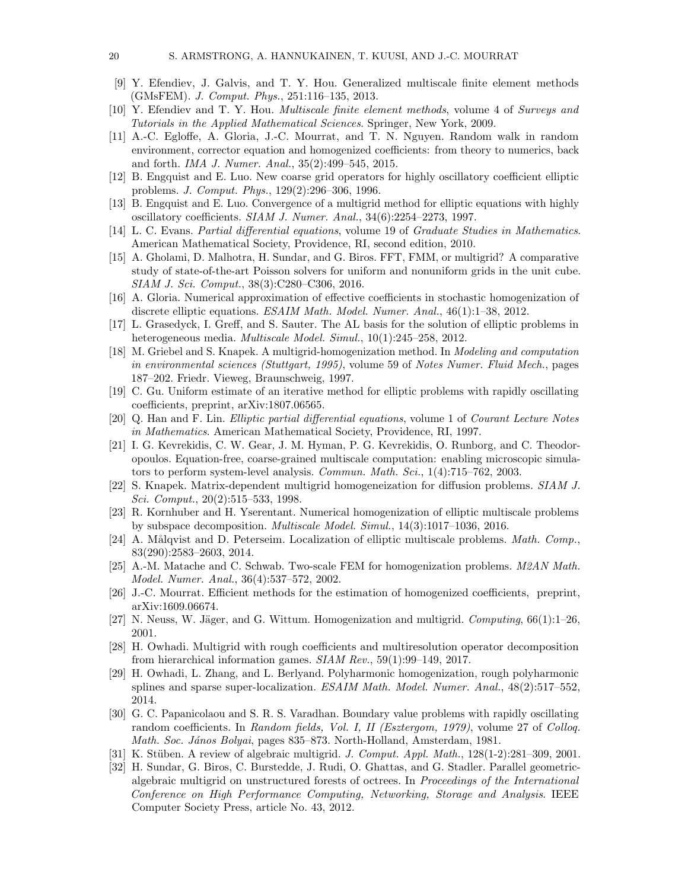[9] Y. Efendiev, J. Galvis, and T. Y. Hou. Generalized multiscale finite element methods (GMsFEM). *J. Comput. Phys.*, 251:116–135, 2013.

[10] Y. Efendiev and T. Y. Hou. *Multiscale finite element methods*, volume 4 of *Surveys and Tutorials in the Applied Mathematical Sciences*. Springer, New York, 2009.

[11] A.-C. Egloffe, A. Gloria, J.-C. Mourrat, and T. N. Nguyen. Random walk in random environment, corrector equation and homogenized coefficients: from theory to numerics, back and forth. *IMA J. Numer. Anal.*, 35(2):499–545, 2015.

[12] B. Engquist and E. Luo. New coarse grid operators for highly oscillatory coefficient elliptic problems. *J. Comput. Phys.*, 129(2):296–306, 1996.

[13] B. Engquist and E. Luo. Convergence of a multigrid method for elliptic equations with highly oscillatory coefficients. *SIAM J. Numer. Anal.*, 34(6):2254–2273, 1997.

[14] L. C. Evans. *Partial differential equations*, volume 19 of *Graduate Studies in Mathematics*. American Mathematical Society, Providence, RI, second edition, 2010.

[15] A. Gholami, D. Malhotra, H. Sundar, and G. Biros. FFT, FMM, or multigrid? A comparative study of state-of-the-art Poisson solvers for uniform and nonuniform grids in the unit cube. *SIAM J. Sci. Comput.*, 38(3):C280–C306, 2016.

[16] A. Gloria. Numerical approximation of effective coefficients in stochastic homogenization of discrete elliptic equations. *ESAIM Math. Model. Numer. Anal.*, 46(1):1–38, 2012.

[17] L. Grasedyck, I. Greff, and S. Sauter. The AL basis for the solution of elliptic problems in heterogeneous media. *Multiscale Model. Simul.*, 10(1):245–258, 2012.

[18] M. Griebel and S. Knapek. A multigrid-homogenization method. In *Modeling and computation in environmental sciences (Stuttgart, 1995)*, volume 59 of *Notes Numer. Fluid Mech.*, pages 187–202. Friedr. Vieweg, Braunschweig, 1997.

[19] C. Gu. Uniform estimate of an iterative method for elliptic problems with rapidly oscillating coefficients, preprint, arXiv:1807.06565.

[20] Q. Han and F. Lin. *Elliptic partial differential equations*, volume 1 of *Courant Lecture Notes in Mathematics*. American Mathematical Society, Providence, RI, 1997.

[21] I. G. Kevrekidis, C. W. Gear, J. M. Hyman, P. G. Kevrekidis, O. Runborg, and C. Theodoropoulos. Equation-free, coarse-grained multiscale computation: enabling microscopic simulators to perform system-level analysis. *Commun. Math. Sci.*, 1(4):715–762, 2003.

[22] S. Knapek. Matrix-dependent multigrid homogeneization for diffusion problems. *SIAM J. Sci. Comput.*, 20(2):515–533, 1998.

[23] R. Kornhuber and H. Yserentant. Numerical homogenization of elliptic multiscale problems by subspace decomposition. *Multiscale Model. Simul.*, 14(3):1017–1036, 2016.

[24] A. Målqvist and D. Peterseim. Localization of elliptic multiscale problems. *Math. Comp.*, 83(290):2583–2603, 2014.

[25] A.-M. Matache and C. Schwab. Two-scale FEM for homogenization problems. *M2AN Math. Model. Numer. Anal.*, 36(4):537–572, 2002.

[26] J.-C. Mourrat. Efficient methods for the estimation of homogenized coefficients, preprint, arXiv:1609.06674.

[27] N. Neuss, W. Jäger, and G. Wittum. Homogenization and multigrid. *Computing*, 66(1):1–26, 2001.

[28] H. Owhadi. Multigrid with rough coefficients and multiresolution operator decomposition from hierarchical information games. *SIAM Rev.*, 59(1):99–149, 2017.

[29] H. Owhadi, L. Zhang, and L. Berlyand. Polyharmonic homogenization, rough polyharmonic splines and sparse super-localization. *ESAIM Math. Model. Numer. Anal.*, 48(2):517–552, 2014.

[30] G. C. Papanicolaou and S. R. S. Varadhan. Boundary value problems with rapidly oscillating random coefficients. In *Random fields, Vol. I, II (Esztergom, 1979)*, volume 27 of *Colloq. Math. Soc. János Bolyai*, pages 835–873. North-Holland, Amsterdam, 1981.

[31] K. Stüben. A review of algebraic multigrid. *J. Comput. Appl. Math.*, 128(1-2):281–309, 2001.

[32] H. Sundar, G. Biros, C. Burstedde, J. Rudi, O. Ghattas, and G. Stadler. Parallel geometric-algebraic multigrid on unstructured forests of octrees. In *Proceedings of the International Conference on High Performance Computing, Networking, Storage and Analysis*. IEEE Computer Society Press, article No. 43, 2012.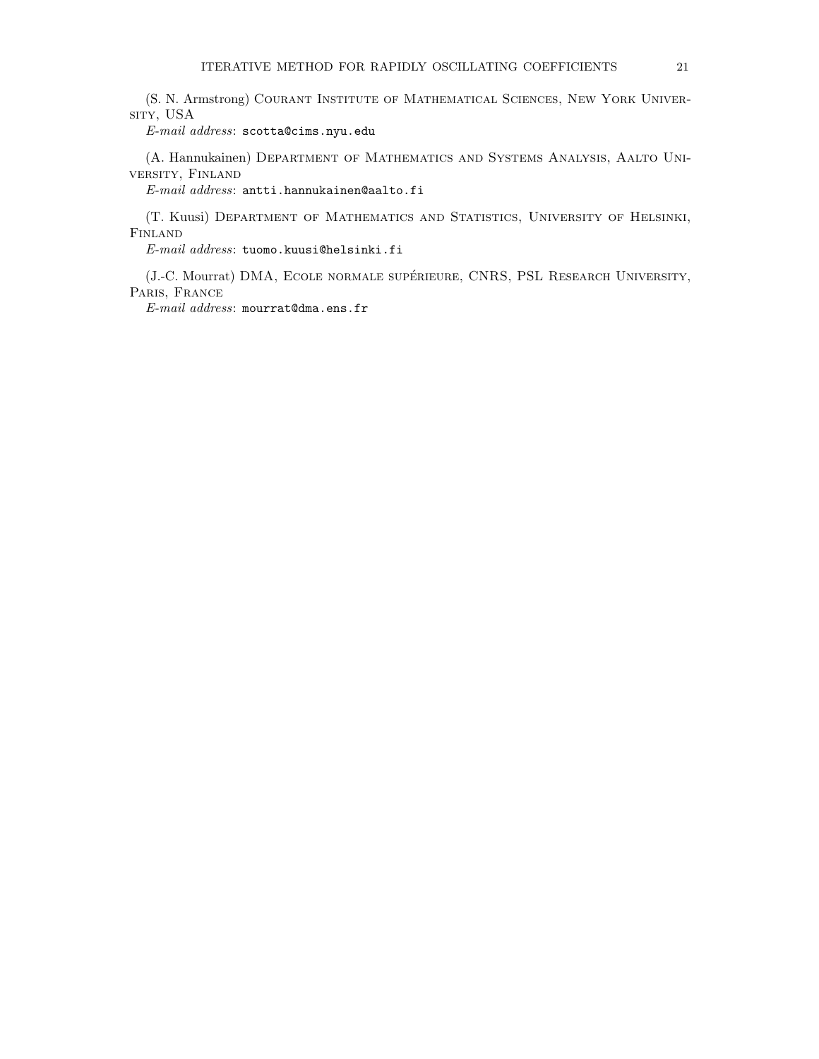(S. N. Armstrong) Courant Institute of Mathematical Sciences, New York University, USA

*E-mail address*: `scotta@cims.nyu.edu`

(A. Hannukainen) Department of Mathematics and Systems Analysis, Aalto University, Finland

*E-mail address*: `antti.hannukainen@aalto.fi`

(T. Kuusi) Department of Mathematics and Statistics, University of Helsinki, Finland

*E-mail address*: `tuomo.kuusi@helsinki.fi`

(J.-C. Mourrat) DMA, Ecole normale supérieure, CNRS, PSL Research University, Paris, France

*E-mail address*: `mourrat@dma.ens.fr`